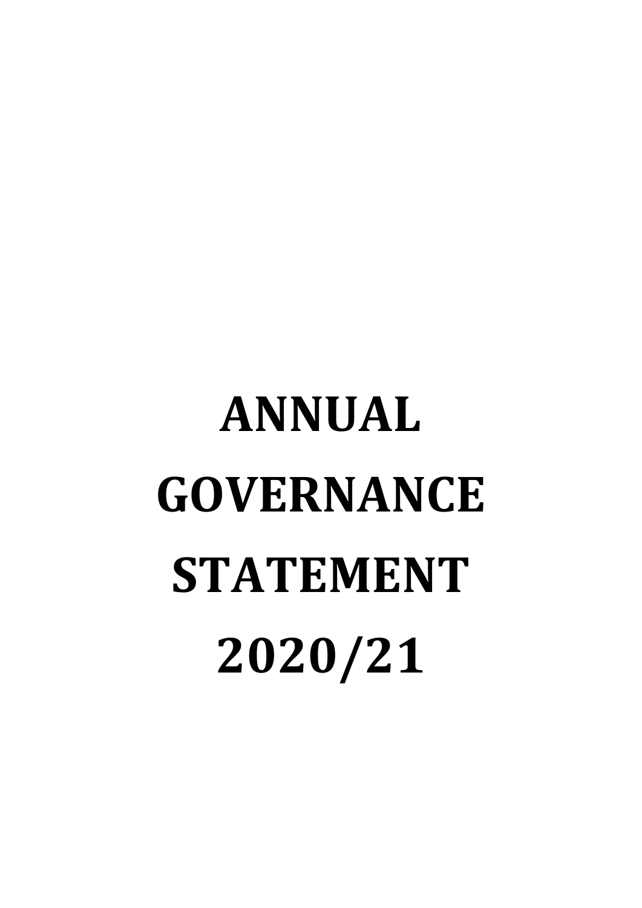# ANNUAL GOVERNANCE STATEMENT 2020/21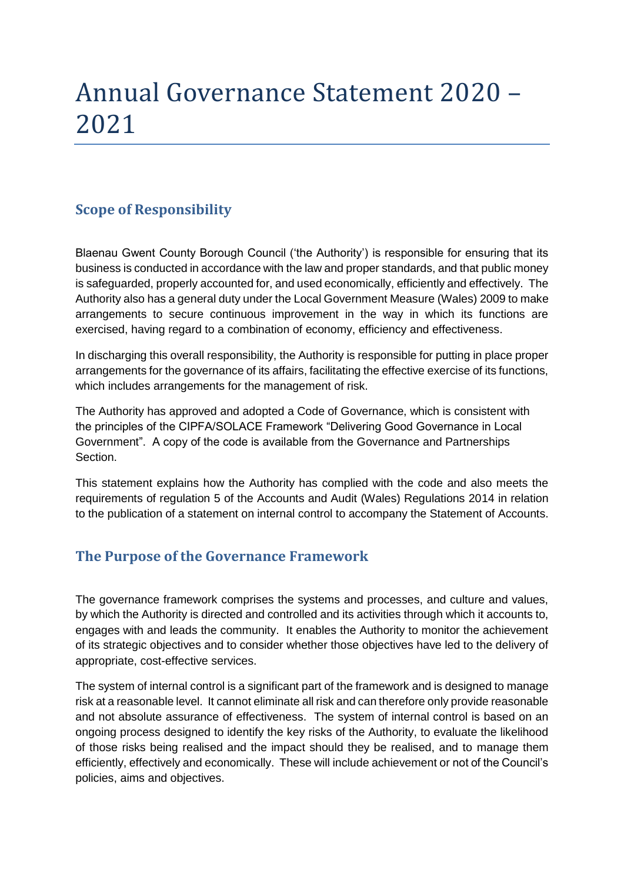# Annual Governance Statement 2020 – 2021

## Scope of Responsibility

Blaenau Gwent County Borough Council ('the Authority') is responsible for ensuring that its business is conducted in accordance with the law and proper standards, and that public money is safeguarded, properly accounted for, and used economically, efficiently and effectively. The Authority also has a general duty under the Local Government Measure (Wales) 2009 to make arrangements to secure continuous improvement in the way in which its functions are exercised, having regard to a combination of economy, efficiency and effectiveness.

In discharging this overall responsibility, the Authority is responsible for putting in place proper arrangements for the governance of its affairs, facilitating the effective exercise of its functions, which includes arrangements for the management of risk.

The Authority has approved and adopted a Code of Governance, which is consistent with the principles of the CIPFA/SOLACE Framework "Delivering Good Governance in Local Government". A copy of the code is available from the Governance and Partnerships Section.

This statement explains how the Authority has complied with the code and also meets the requirements of regulation 5 of the Accounts and Audit (Wales) Regulations 2014 in relation to the publication of a statement on internal control to accompany the Statement of Accounts.

## The Purpose of the Governance Framework

The governance framework comprises the systems and processes, and culture and values, by which the Authority is directed and controlled and its activities through which it accounts to, engages with and leads the community. It enables the Authority to monitor the achievement of its strategic objectives and to consider whether those objectives have led to the delivery of appropriate, cost-effective services.

The system of internal control is a significant part of the framework and is designed to manage risk at a reasonable level. It cannot eliminate all risk and can therefore only provide reasonable and not absolute assurance of effectiveness. The system of internal control is based on an ongoing process designed to identify the key risks of the Authority, to evaluate the likelihood of those risks being realised and the impact should they be realised, and to manage them efficiently, effectively and economically. These will include achievement or not of the Council's policies, aims and objectives.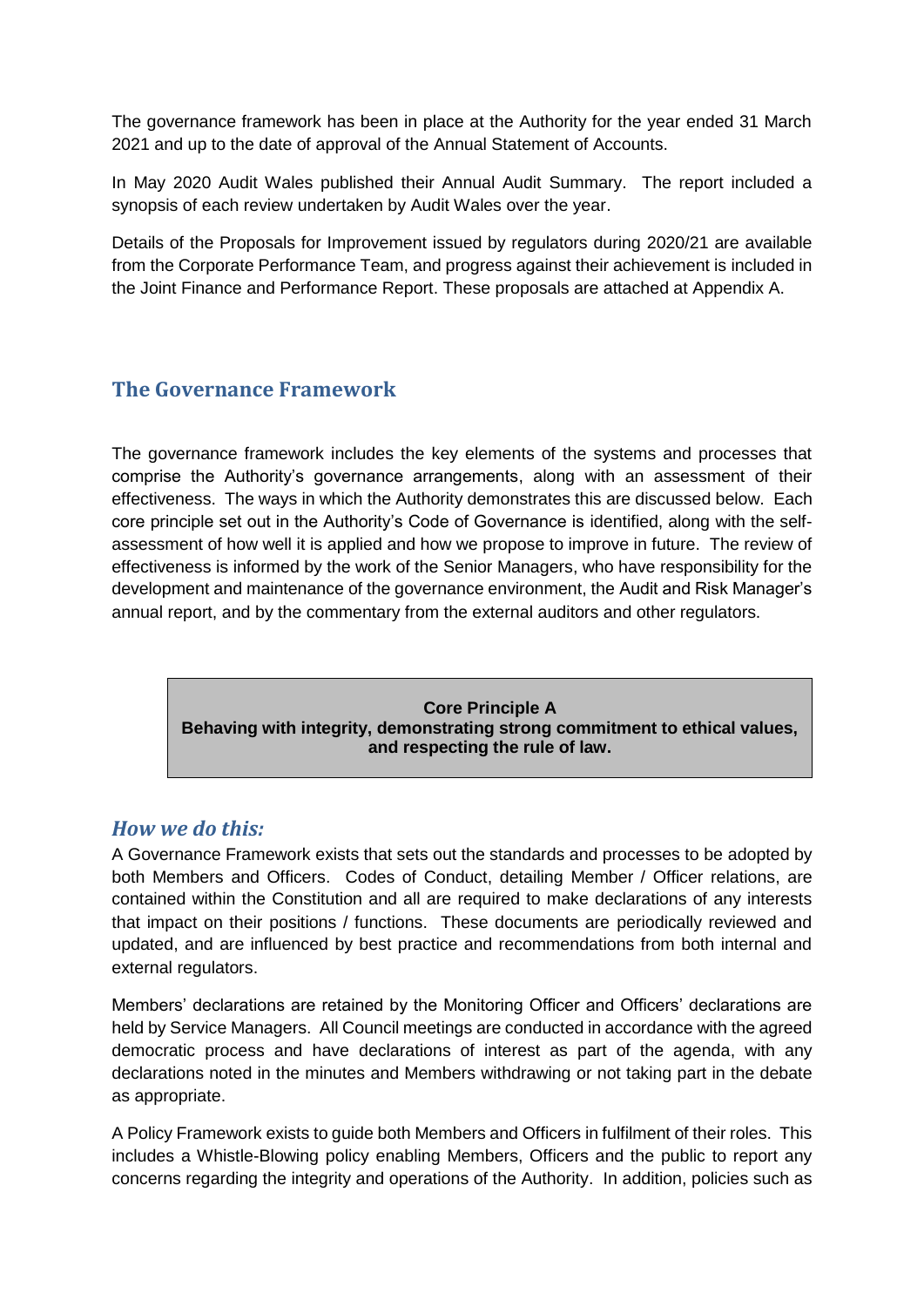The governance framework has been in place at the Authority for the year ended 31 March 2021 and up to the date of approval of the Annual Statement of Accounts.

In May 2020 Audit Wales published their Annual Audit Summary. The report included a synopsis of each review undertaken by Audit Wales over the year.

Details of the Proposals for Improvement issued by regulators during 2020/21 are available from the Corporate Performance Team, and progress against their achievement is included in the Joint Finance and Performance Report. These proposals are attached at Appendix A.

## The Governance Framework

The governance framework includes the key elements of the systems and processes that comprise the Authority's governance arrangements, along with an assessment of their effectiveness. The ways in which the Authority demonstrates this are discussed below. Each core principle set out in the Authority's Code of Governance is identified, along with the self-assessment of how well it is applied and how we propose to improve in future. The review of effectiveness is informed by the work of the Senior Managers, who have responsibility for the development and maintenance of the governance environment, the Audit and Risk Manager's annual report, and by the commentary from the external auditors and other regulators.

**Core Principle A**
**Behaving with integrity, demonstrating strong commitment to ethical values, and respecting the rule of law.**

### *How we do this:*

A Governance Framework exists that sets out the standards and processes to be adopted by both Members and Officers. Codes of Conduct, detailing Member / Officer relations, are contained within the Constitution and all are required to make declarations of any interests that impact on their positions / functions. These documents are periodically reviewed and updated, and are influenced by best practice and recommendations from both internal and external regulators.

Members' declarations are retained by the Monitoring Officer and Officers' declarations are held by Service Managers. All Council meetings are conducted in accordance with the agreed democratic process and have declarations of interest as part of the agenda, with any declarations noted in the minutes and Members withdrawing or not taking part in the debate as appropriate.

A Policy Framework exists to guide both Members and Officers in fulfilment of their roles. This includes a Whistle-Blowing policy enabling Members, Officers and the public to report any concerns regarding the integrity and operations of the Authority. In addition, policies such as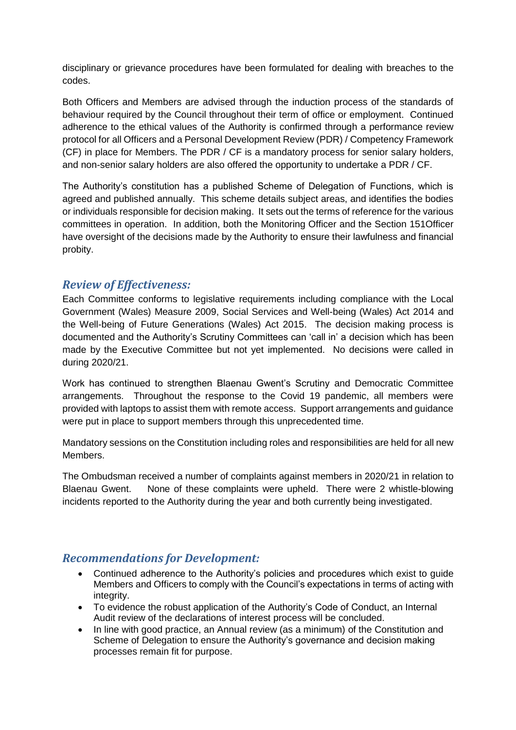disciplinary or grievance procedures have been formulated for dealing with breaches to the codes.

Both Officers and Members are advised through the induction process of the standards of behaviour required by the Council throughout their term of office or employment. Continued adherence to the ethical values of the Authority is confirmed through a performance review protocol for all Officers and a Personal Development Review (PDR) / Competency Framework (CF) in place for Members. The PDR / CF is a mandatory process for senior salary holders, and non-senior salary holders are also offered the opportunity to undertake a PDR / CF.

The Authority's constitution has a published Scheme of Delegation of Functions, which is agreed and published annually. This scheme details subject areas, and identifies the bodies or individuals responsible for decision making. It sets out the terms of reference for the various committees in operation. In addition, both the Monitoring Officer and the Section 151Officer have oversight of the decisions made by the Authority to ensure their lawfulness and financial probity.

## *Review of Effectiveness:*

Each Committee conforms to legislative requirements including compliance with the Local Government (Wales) Measure 2009, Social Services and Well-being (Wales) Act 2014 and the Well-being of Future Generations (Wales) Act 2015. The decision making process is documented and the Authority's Scrutiny Committees can 'call in' a decision which has been made by the Executive Committee but not yet implemented. No decisions were called in during 2020/21.

Work has continued to strengthen Blaenau Gwent's Scrutiny and Democratic Committee arrangements. Throughout the response to the Covid 19 pandemic, all members were provided with laptops to assist them with remote access. Support arrangements and guidance were put in place to support members through this unprecedented time.

Mandatory sessions on the Constitution including roles and responsibilities are held for all new Members.

The Ombudsman received a number of complaints against members in 2020/21 in relation to Blaenau Gwent. None of these complaints were upheld. There were 2 whistle-blowing incidents reported to the Authority during the year and both currently being investigated.

## *Recommendations for Development:*

- Continued adherence to the Authority's policies and procedures which exist to guide Members and Officers to comply with the Council's expectations in terms of acting with integrity.
- To evidence the robust application of the Authority's Code of Conduct, an Internal Audit review of the declarations of interest process will be concluded.
- In line with good practice, an Annual review (as a minimum) of the Constitution and Scheme of Delegation to ensure the Authority's governance and decision making processes remain fit for purpose.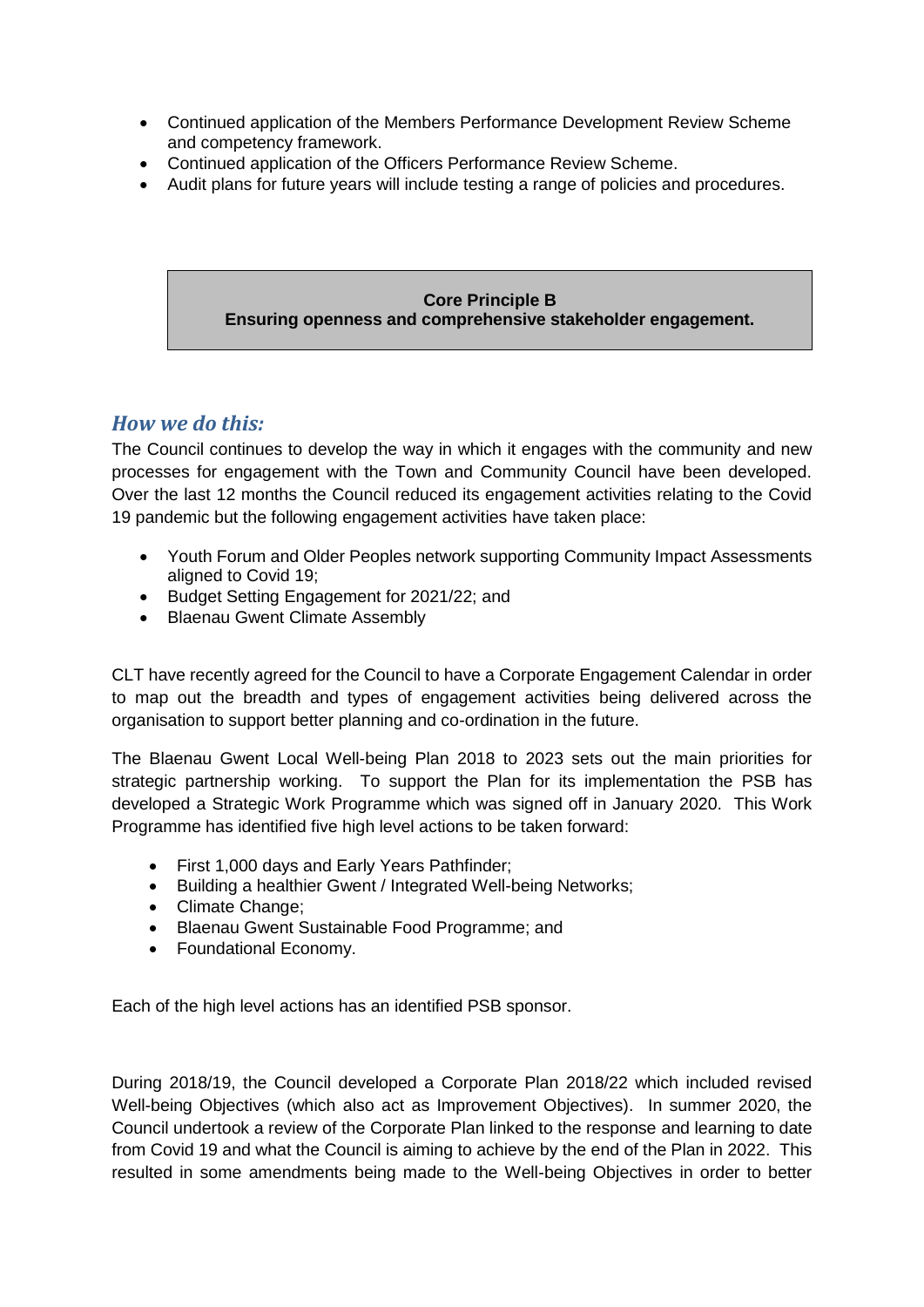- Continued application of the Members Performance Development Review Scheme and competency framework.
- Continued application of the Officers Performance Review Scheme.
- Audit plans for future years will include testing a range of policies and procedures.

**Core Principle B**
**Ensuring openness and comprehensive stakeholder engagement.**

## *How we do this:*

The Council continues to develop the way in which it engages with the community and new processes for engagement with the Town and Community Council have been developed. Over the last 12 months the Council reduced its engagement activities relating to the Covid 19 pandemic but the following engagement activities have taken place:

- Youth Forum and Older Peoples network supporting Community Impact Assessments aligned to Covid 19;
- Budget Setting Engagement for 2021/22; and
- Blaenau Gwent Climate Assembly

CLT have recently agreed for the Council to have a Corporate Engagement Calendar in order to map out the breadth and types of engagement activities being delivered across the organisation to support better planning and co-ordination in the future.

The Blaenau Gwent Local Well-being Plan 2018 to 2023 sets out the main priorities for strategic partnership working. To support the Plan for its implementation the PSB has developed a Strategic Work Programme which was signed off in January 2020. This Work Programme has identified five high level actions to be taken forward:

- First 1,000 days and Early Years Pathfinder;
- Building a healthier Gwent / Integrated Well-being Networks;
- Climate Change;
- Blaenau Gwent Sustainable Food Programme; and
- Foundational Economy.

Each of the high level actions has an identified PSB sponsor.

During 2018/19, the Council developed a Corporate Plan 2018/22 which included revised Well-being Objectives (which also act as Improvement Objectives). In summer 2020, the Council undertook a review of the Corporate Plan linked to the response and learning to date from Covid 19 and what the Council is aiming to achieve by the end of the Plan in 2022. This resulted in some amendments being made to the Well-being Objectives in order to better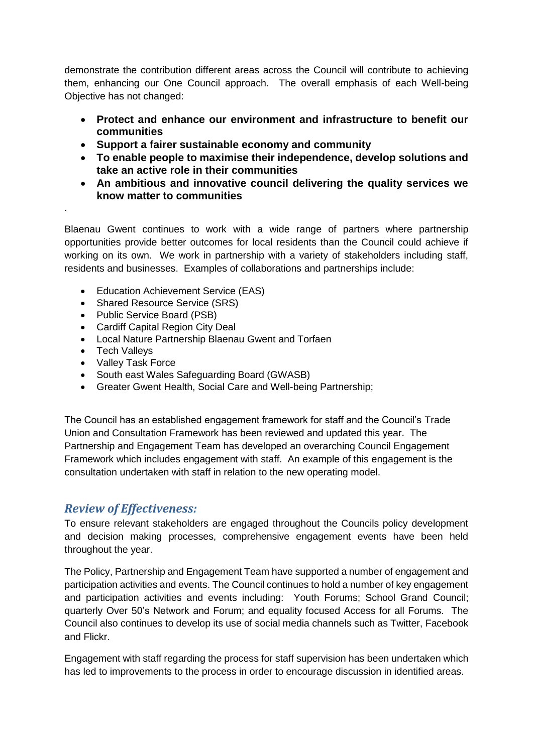demonstrate the contribution different areas across the Council will contribute to achieving them, enhancing our One Council approach. The overall emphasis of each Well-being Objective has not changed:

- **Protect and enhance our environment and infrastructure to benefit our communities**
- **Support a fairer sustainable economy and community**
- **To enable people to maximise their independence, develop solutions and take an active role in their communities**
- **An ambitious and innovative council delivering the quality services we know matter to communities**

.

Blaenau Gwent continues to work with a wide range of partners where partnership opportunities provide better outcomes for local residents than the Council could achieve if working on its own. We work in partnership with a variety of stakeholders including staff, residents and businesses. Examples of collaborations and partnerships include:

- Education Achievement Service (EAS)
- Shared Resource Service (SRS)
- Public Service Board (PSB)
- Cardiff Capital Region City Deal
- Local Nature Partnership Blaenau Gwent and Torfaen
- Tech Valleys
- Valley Task Force
- South east Wales Safeguarding Board (GWASB)
- Greater Gwent Health, Social Care and Well-being Partnership;

The Council has an established engagement framework for staff and the Council's Trade Union and Consultation Framework has been reviewed and updated this year. The Partnership and Engagement Team has developed an overarching Council Engagement Framework which includes engagement with staff. An example of this engagement is the consultation undertaken with staff in relation to the new operating model.

## *Review of Effectiveness:*

To ensure relevant stakeholders are engaged throughout the Councils policy development and decision making processes, comprehensive engagement events have been held throughout the year.

The Policy, Partnership and Engagement Team have supported a number of engagement and participation activities and events. The Council continues to hold a number of key engagement and participation activities and events including: Youth Forums; School Grand Council; quarterly Over 50's Network and Forum; and equality focused Access for all Forums. The Council also continues to develop its use of social media channels such as Twitter, Facebook and Flickr.

Engagement with staff regarding the process for staff supervision has been undertaken which has led to improvements to the process in order to encourage discussion in identified areas.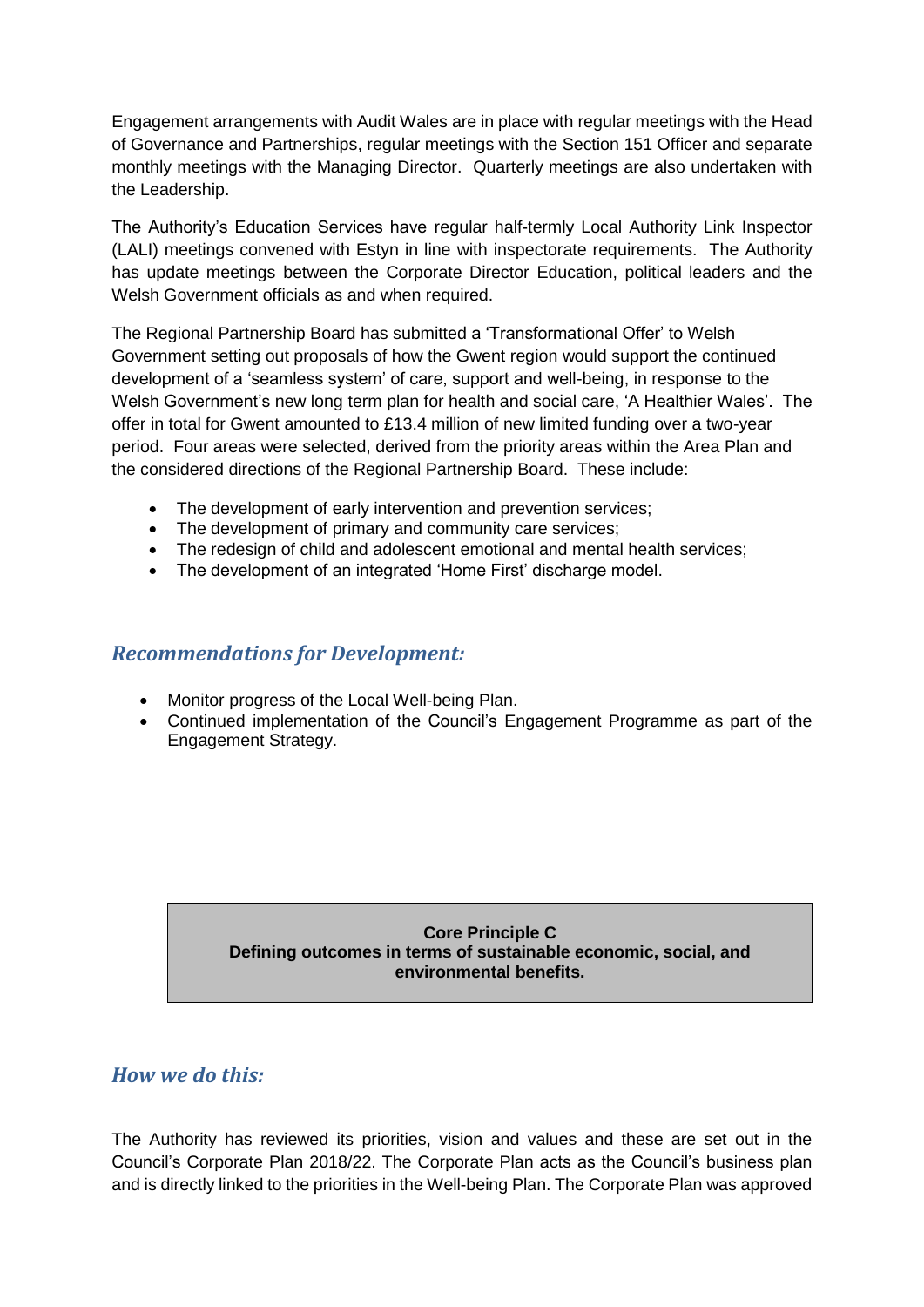Engagement arrangements with Audit Wales are in place with regular meetings with the Head of Governance and Partnerships, regular meetings with the Section 151 Officer and separate monthly meetings with the Managing Director. Quarterly meetings are also undertaken with the Leadership.

The Authority's Education Services have regular half-termly Local Authority Link Inspector (LALI) meetings convened with Estyn in line with inspectorate requirements. The Authority has update meetings between the Corporate Director Education, political leaders and the Welsh Government officials as and when required.

The Regional Partnership Board has submitted a 'Transformational Offer' to Welsh Government setting out proposals of how the Gwent region would support the continued development of a 'seamless system' of care, support and well-being, in response to the Welsh Government's new long term plan for health and social care, 'A Healthier Wales'. The offer in total for Gwent amounted to £13.4 million of new limited funding over a two-year period. Four areas were selected, derived from the priority areas within the Area Plan and the considered directions of the Regional Partnership Board. These include:

- The development of early intervention and prevention services;
- The development of primary and community care services;
- The redesign of child and adolescent emotional and mental health services;
- The development of an integrated 'Home First' discharge model.

## *Recommendations for Development:*

- Monitor progress of the Local Well-being Plan.
- Continued implementation of the Council's Engagement Programme as part of the Engagement Strategy.

**Core Principle C**
**Defining outcomes in terms of sustainable economic, social, and environmental benefits.**

## *How we do this:*

The Authority has reviewed its priorities, vision and values and these are set out in the Council's Corporate Plan 2018/22. The Corporate Plan acts as the Council's business plan and is directly linked to the priorities in the Well-being Plan. The Corporate Plan was approved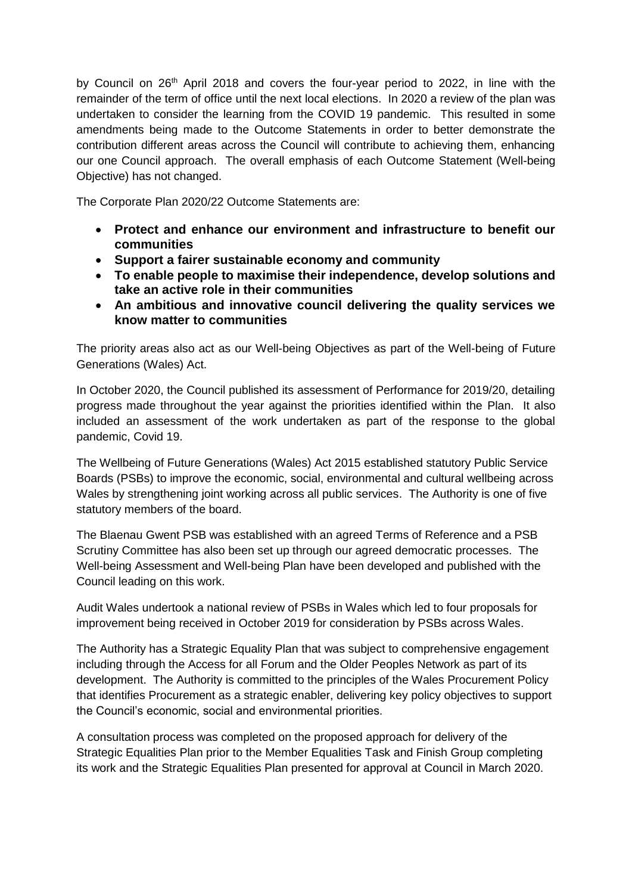by Council on 26th April 2018 and covers the four-year period to 2022, in line with the remainder of the term of office until the next local elections. In 2020 a review of the plan was undertaken to consider the learning from the COVID 19 pandemic. This resulted in some amendments being made to the Outcome Statements in order to better demonstrate the contribution different areas across the Council will contribute to achieving them, enhancing our one Council approach. The overall emphasis of each Outcome Statement (Well-being Objective) has not changed.

The Corporate Plan 2020/22 Outcome Statements are:

- **Protect and enhance our environment and infrastructure to benefit our communities**
- **Support a fairer sustainable economy and community**
- **To enable people to maximise their independence, develop solutions and take an active role in their communities**
- **An ambitious and innovative council delivering the quality services we know matter to communities**

The priority areas also act as our Well-being Objectives as part of the Well-being of Future Generations (Wales) Act.

In October 2020, the Council published its assessment of Performance for 2019/20, detailing progress made throughout the year against the priorities identified within the Plan. It also included an assessment of the work undertaken as part of the response to the global pandemic, Covid 19.

The Wellbeing of Future Generations (Wales) Act 2015 established statutory Public Service Boards (PSBs) to improve the economic, social, environmental and cultural wellbeing across Wales by strengthening joint working across all public services. The Authority is one of five statutory members of the board.

The Blaenau Gwent PSB was established with an agreed Terms of Reference and a PSB Scrutiny Committee has also been set up through our agreed democratic processes. The Well-being Assessment and Well-being Plan have been developed and published with the Council leading on this work.

Audit Wales undertook a national review of PSBs in Wales which led to four proposals for improvement being received in October 2019 for consideration by PSBs across Wales.

The Authority has a Strategic Equality Plan that was subject to comprehensive engagement including through the Access for all Forum and the Older Peoples Network as part of its development. The Authority is committed to the principles of the Wales Procurement Policy that identifies Procurement as a strategic enabler, delivering key policy objectives to support the Council's economic, social and environmental priorities.

A consultation process was completed on the proposed approach for delivery of the Strategic Equalities Plan prior to the Member Equalities Task and Finish Group completing its work and the Strategic Equalities Plan presented for approval at Council in March 2020.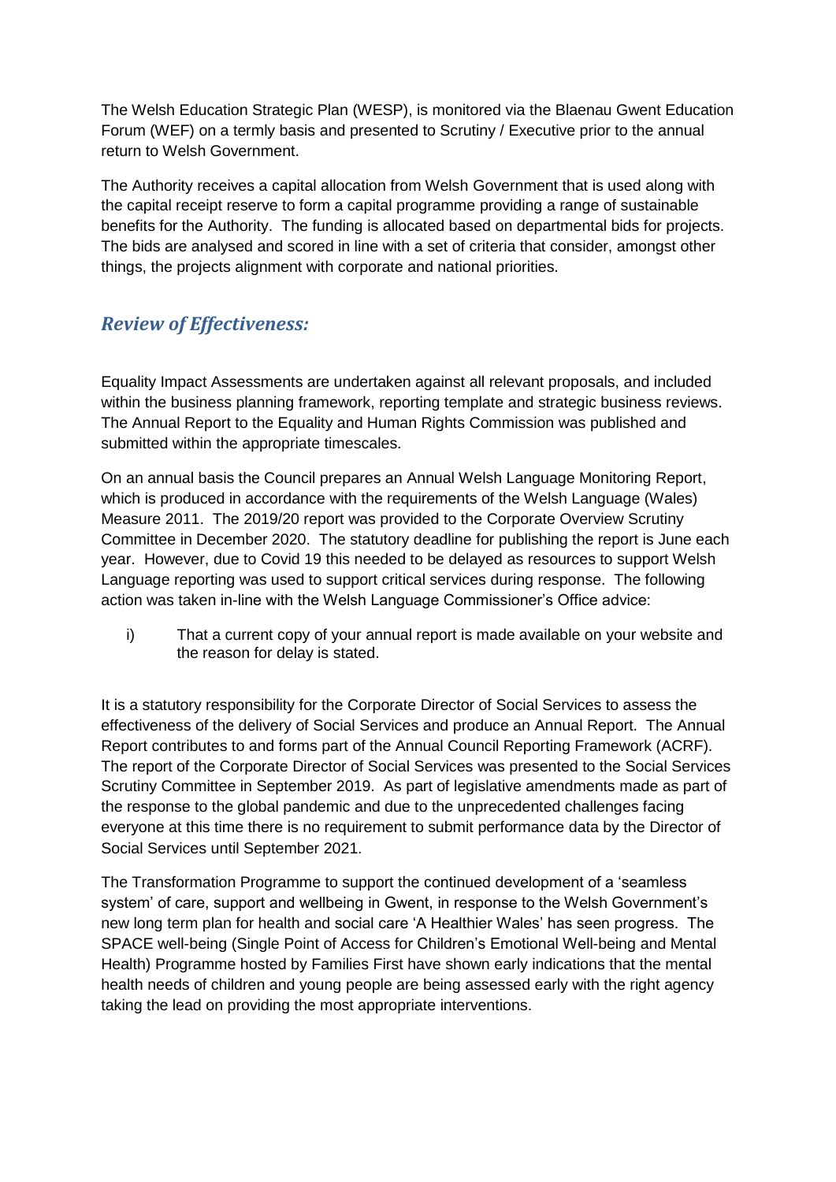The Welsh Education Strategic Plan (WESP), is monitored via the Blaenau Gwent Education Forum (WEF) on a termly basis and presented to Scrutiny / Executive prior to the annual return to Welsh Government.

The Authority receives a capital allocation from Welsh Government that is used along with the capital receipt reserve to form a capital programme providing a range of sustainable benefits for the Authority. The funding is allocated based on departmental bids for projects. The bids are analysed and scored in line with a set of criteria that consider, amongst other things, the projects alignment with corporate and national priorities.

## *Review of Effectiveness:*

Equality Impact Assessments are undertaken against all relevant proposals, and included within the business planning framework, reporting template and strategic business reviews. The Annual Report to the Equality and Human Rights Commission was published and submitted within the appropriate timescales.

On an annual basis the Council prepares an Annual Welsh Language Monitoring Report, which is produced in accordance with the requirements of the Welsh Language (Wales) Measure 2011. The 2019/20 report was provided to the Corporate Overview Scrutiny Committee in December 2020. The statutory deadline for publishing the report is June each year. However, due to Covid 19 this needed to be delayed as resources to support Welsh Language reporting was used to support critical services during response. The following action was taken in-line with the Welsh Language Commissioner's Office advice:

i) That a current copy of your annual report is made available on your website and the reason for delay is stated.

It is a statutory responsibility for the Corporate Director of Social Services to assess the effectiveness of the delivery of Social Services and produce an Annual Report. The Annual Report contributes to and forms part of the Annual Council Reporting Framework (ACRF). The report of the Corporate Director of Social Services was presented to the Social Services Scrutiny Committee in September 2019. As part of legislative amendments made as part of the response to the global pandemic and due to the unprecedented challenges facing everyone at this time there is no requirement to submit performance data by the Director of Social Services until September 2021.

The Transformation Programme to support the continued development of a 'seamless system' of care, support and wellbeing in Gwent, in response to the Welsh Government's new long term plan for health and social care 'A Healthier Wales' has seen progress. The SPACE well-being (Single Point of Access for Children's Emotional Well-being and Mental Health) Programme hosted by Families First have shown early indications that the mental health needs of children and young people are being assessed early with the right agency taking the lead on providing the most appropriate interventions.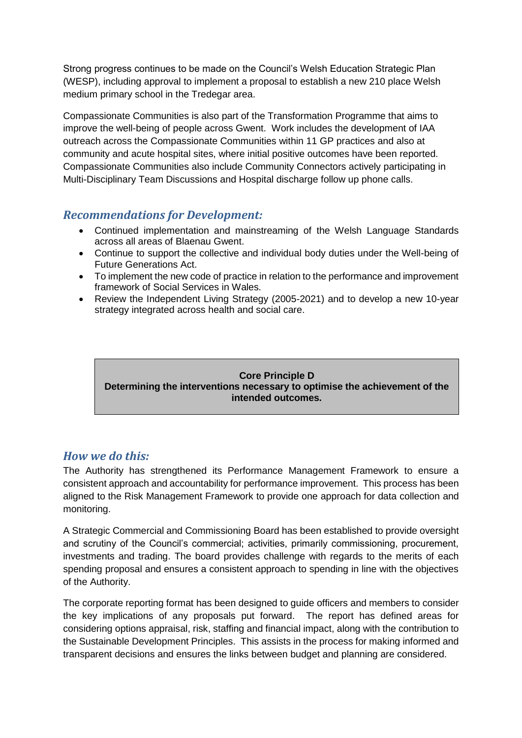Strong progress continues to be made on the Council's Welsh Education Strategic Plan (WESP), including approval to implement a proposal to establish a new 210 place Welsh medium primary school in the Tredegar area.

Compassionate Communities is also part of the Transformation Programme that aims to improve the well-being of people across Gwent. Work includes the development of IAA outreach across the Compassionate Communities within 11 GP practices and also at community and acute hospital sites, where initial positive outcomes have been reported. Compassionate Communities also include Community Connectors actively participating in Multi-Disciplinary Team Discussions and Hospital discharge follow up phone calls.

## *Recommendations for Development:*

- Continued implementation and mainstreaming of the Welsh Language Standards across all areas of Blaenau Gwent.
- Continue to support the collective and individual body duties under the Well-being of Future Generations Act.
- To implement the new code of practice in relation to the performance and improvement framework of Social Services in Wales.
- Review the Independent Living Strategy (2005-2021) and to develop a new 10-year strategy integrated across health and social care.

**Core Principle D**
**Determining the interventions necessary to optimise the achievement of the intended outcomes.**

## *How we do this:*

The Authority has strengthened its Performance Management Framework to ensure a consistent approach and accountability for performance improvement. This process has been aligned to the Risk Management Framework to provide one approach for data collection and monitoring.

A Strategic Commercial and Commissioning Board has been established to provide oversight and scrutiny of the Council's commercial; activities, primarily commissioning, procurement, investments and trading. The board provides challenge with regards to the merits of each spending proposal and ensures a consistent approach to spending in line with the objectives of the Authority.

The corporate reporting format has been designed to guide officers and members to consider the key implications of any proposals put forward. The report has defined areas for considering options appraisal, risk, staffing and financial impact, along with the contribution to the Sustainable Development Principles. This assists in the process for making informed and transparent decisions and ensures the links between budget and planning are considered.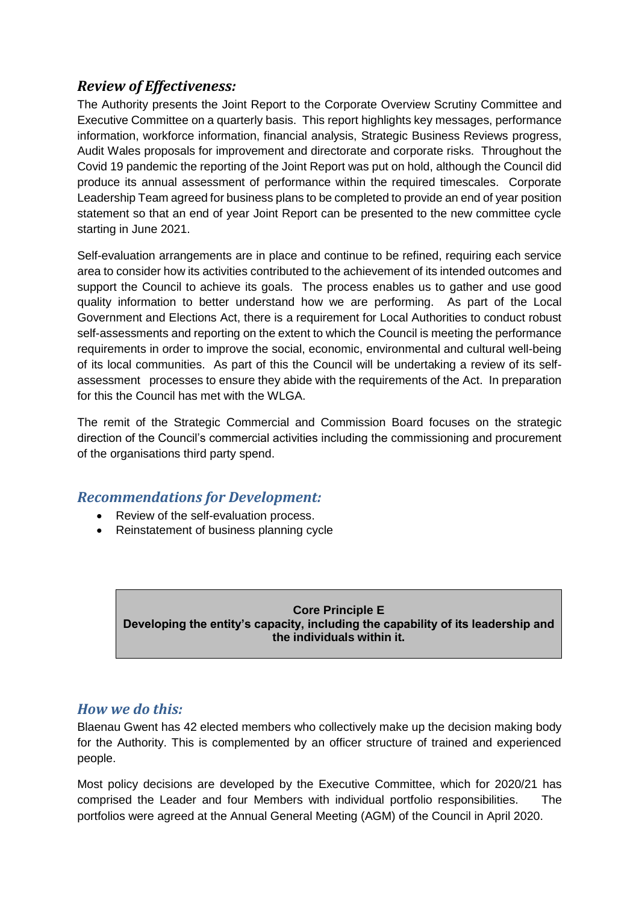## *Review of Effectiveness:*

The Authority presents the Joint Report to the Corporate Overview Scrutiny Committee and Executive Committee on a quarterly basis. This report highlights key messages, performance information, workforce information, financial analysis, Strategic Business Reviews progress, Audit Wales proposals for improvement and directorate and corporate risks. Throughout the Covid 19 pandemic the reporting of the Joint Report was put on hold, although the Council did produce its annual assessment of performance within the required timescales. Corporate Leadership Team agreed for business plans to be completed to provide an end of year position statement so that an end of year Joint Report can be presented to the new committee cycle starting in June 2021.

Self-evaluation arrangements are in place and continue to be refined, requiring each service area to consider how its activities contributed to the achievement of its intended outcomes and support the Council to achieve its goals. The process enables us to gather and use good quality information to better understand how we are performing. As part of the Local Government and Elections Act, there is a requirement for Local Authorities to conduct robust self-assessments and reporting on the extent to which the Council is meeting the performance requirements in order to improve the social, economic, environmental and cultural well-being of its local communities. As part of this the Council will be undertaking a review of its self-assessment processes to ensure they abide with the requirements of the Act. In preparation for this the Council has met with the WLGA.

The remit of the Strategic Commercial and Commission Board focuses on the strategic direction of the Council's commercial activities including the commissioning and procurement of the organisations third party spend.

## *Recommendations for Development:*

- Review of the self-evaluation process.
- Reinstatement of business planning cycle

**Core Principle E**
**Developing the entity's capacity, including the capability of its leadership and the individuals within it.**

## *How we do this:*

Blaenau Gwent has 42 elected members who collectively make up the decision making body for the Authority. This is complemented by an officer structure of trained and experienced people.

Most policy decisions are developed by the Executive Committee, which for 2020/21 has comprised the Leader and four Members with individual portfolio responsibilities. The portfolios were agreed at the Annual General Meeting (AGM) of the Council in April 2020.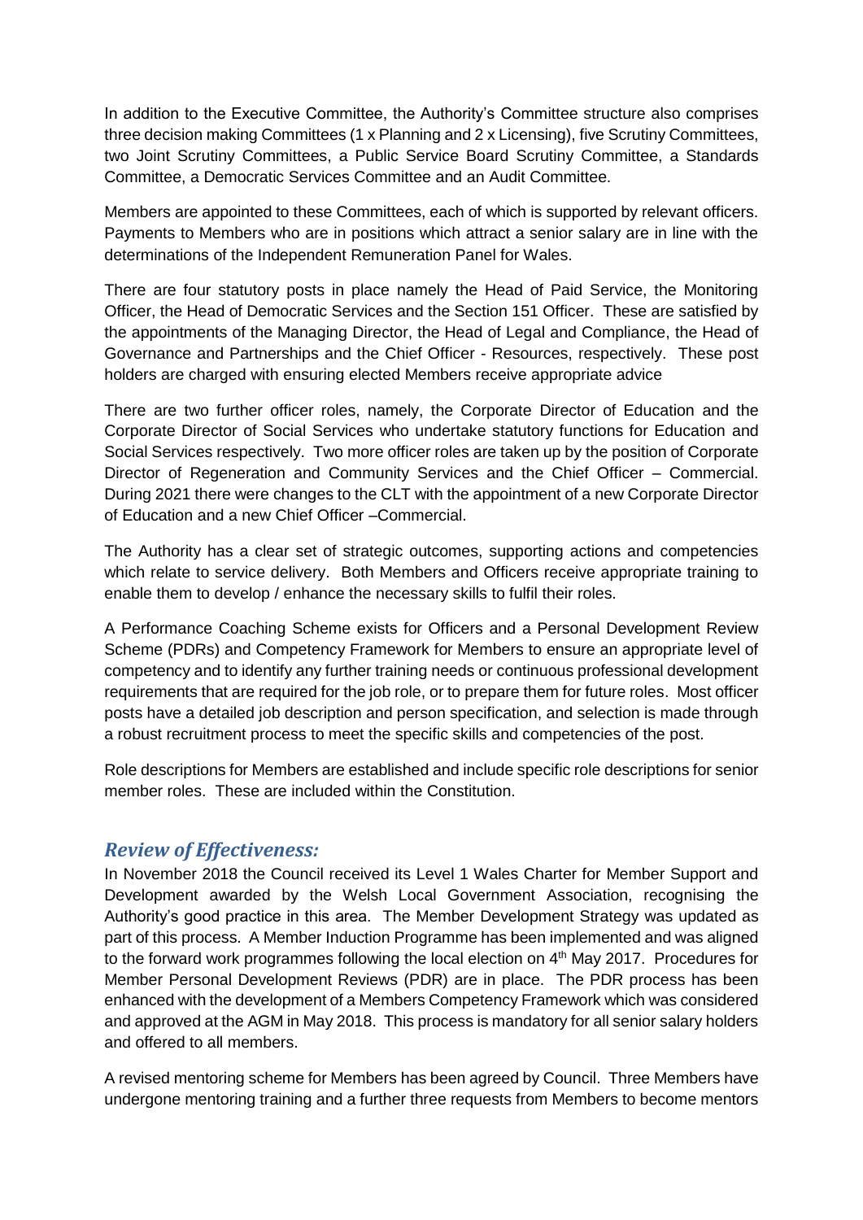In addition to the Executive Committee, the Authority's Committee structure also comprises three decision making Committees (1 x Planning and 2 x Licensing), five Scrutiny Committees, two Joint Scrutiny Committees, a Public Service Board Scrutiny Committee, a Standards Committee, a Democratic Services Committee and an Audit Committee.

Members are appointed to these Committees, each of which is supported by relevant officers. Payments to Members who are in positions which attract a senior salary are in line with the determinations of the Independent Remuneration Panel for Wales.

There are four statutory posts in place namely the Head of Paid Service, the Monitoring Officer, the Head of Democratic Services and the Section 151 Officer. These are satisfied by the appointments of the Managing Director, the Head of Legal and Compliance, the Head of Governance and Partnerships and the Chief Officer - Resources, respectively. These post holders are charged with ensuring elected Members receive appropriate advice

There are two further officer roles, namely, the Corporate Director of Education and the Corporate Director of Social Services who undertake statutory functions for Education and Social Services respectively. Two more officer roles are taken up by the position of Corporate Director of Regeneration and Community Services and the Chief Officer – Commercial. During 2021 there were changes to the CLT with the appointment of a new Corporate Director of Education and a new Chief Officer –Commercial.

The Authority has a clear set of strategic outcomes, supporting actions and competencies which relate to service delivery. Both Members and Officers receive appropriate training to enable them to develop / enhance the necessary skills to fulfil their roles.

A Performance Coaching Scheme exists for Officers and a Personal Development Review Scheme (PDRs) and Competency Framework for Members to ensure an appropriate level of competency and to identify any further training needs or continuous professional development requirements that are required for the job role, or to prepare them for future roles. Most officer posts have a detailed job description and person specification, and selection is made through a robust recruitment process to meet the specific skills and competencies of the post.

Role descriptions for Members are established and include specific role descriptions for senior member roles. These are included within the Constitution.

## *Review of Effectiveness:*

In November 2018 the Council received its Level 1 Wales Charter for Member Support and Development awarded by the Welsh Local Government Association, recognising the Authority's good practice in this area. The Member Development Strategy was updated as part of this process. A Member Induction Programme has been implemented and was aligned to the forward work programmes following the local election on 4th May 2017. Procedures for Member Personal Development Reviews (PDR) are in place. The PDR process has been enhanced with the development of a Members Competency Framework which was considered and approved at the AGM in May 2018. This process is mandatory for all senior salary holders and offered to all members.

A revised mentoring scheme for Members has been agreed by Council. Three Members have undergone mentoring training and a further three requests from Members to become mentors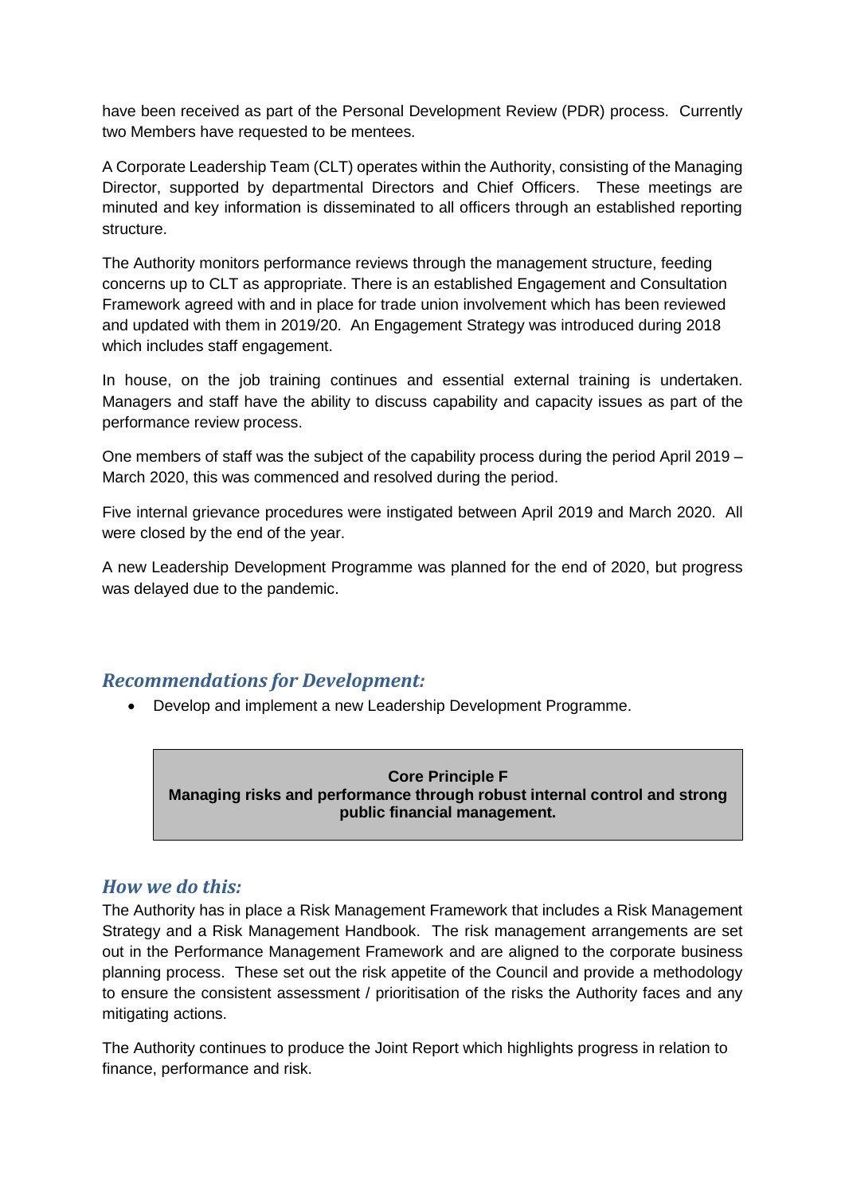have been received as part of the Personal Development Review (PDR) process. Currently two Members have requested to be mentees.

A Corporate Leadership Team (CLT) operates within the Authority, consisting of the Managing Director, supported by departmental Directors and Chief Officers. These meetings are minuted and key information is disseminated to all officers through an established reporting structure.

The Authority monitors performance reviews through the management structure, feeding concerns up to CLT as appropriate. There is an established Engagement and Consultation Framework agreed with and in place for trade union involvement which has been reviewed and updated with them in 2019/20. An Engagement Strategy was introduced during 2018 which includes staff engagement.

In house, on the job training continues and essential external training is undertaken. Managers and staff have the ability to discuss capability and capacity issues as part of the performance review process.

One members of staff was the subject of the capability process during the period April 2019 – March 2020, this was commenced and resolved during the period.

Five internal grievance procedures were instigated between April 2019 and March 2020. All were closed by the end of the year.

A new Leadership Development Programme was planned for the end of 2020, but progress was delayed due to the pandemic.

## *Recommendations for Development:*

- Develop and implement a new Leadership Development Programme.

**Core Principle F**
**Managing risks and performance through robust internal control and strong public financial management.**

## *How we do this:*

The Authority has in place a Risk Management Framework that includes a Risk Management Strategy and a Risk Management Handbook. The risk management arrangements are set out in the Performance Management Framework and are aligned to the corporate business planning process. These set out the risk appetite of the Council and provide a methodology to ensure the consistent assessment / prioritisation of the risks the Authority faces and any mitigating actions.

The Authority continues to produce the Joint Report which highlights progress in relation to finance, performance and risk.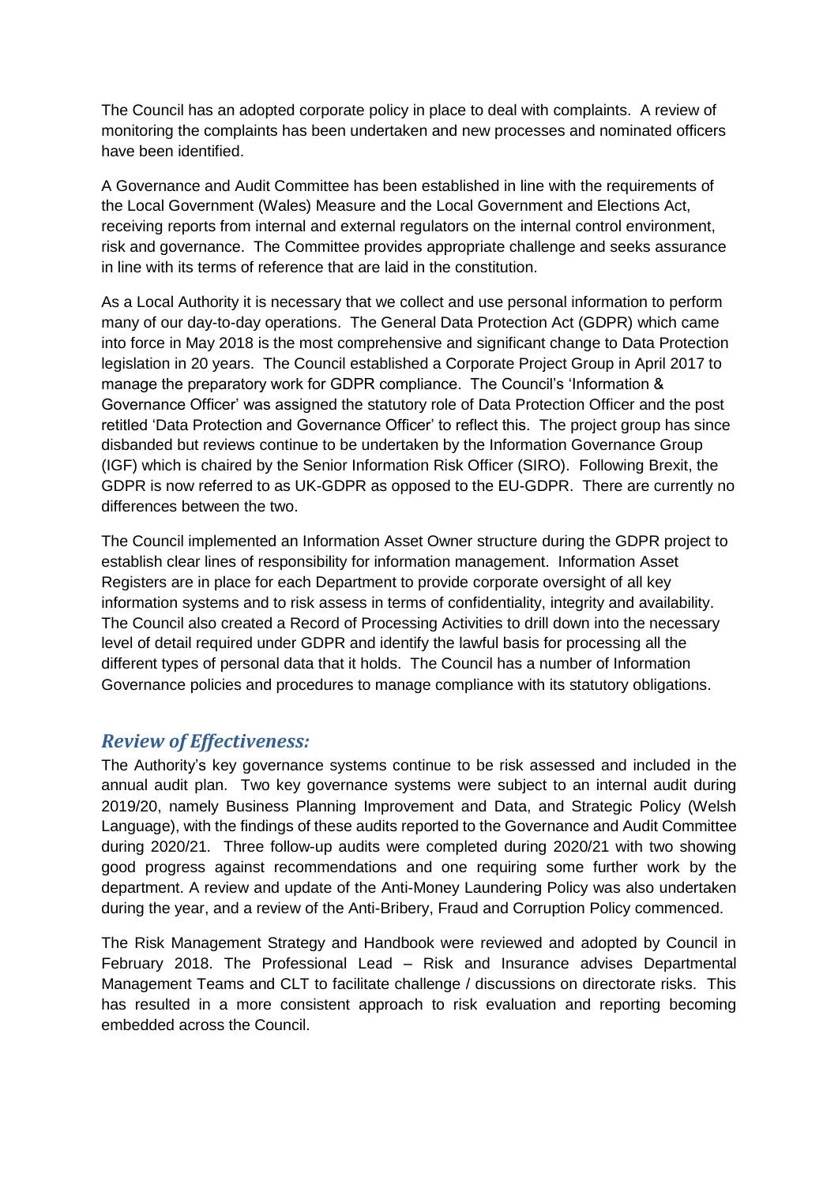The Council has an adopted corporate policy in place to deal with complaints. A review of monitoring the complaints has been undertaken and new processes and nominated officers have been identified.

A Governance and Audit Committee has been established in line with the requirements of the Local Government (Wales) Measure and the Local Government and Elections Act, receiving reports from internal and external regulators on the internal control environment, risk and governance. The Committee provides appropriate challenge and seeks assurance in line with its terms of reference that are laid in the constitution.

As a Local Authority it is necessary that we collect and use personal information to perform many of our day-to-day operations. The General Data Protection Act (GDPR) which came into force in May 2018 is the most comprehensive and significant change to Data Protection legislation in 20 years. The Council established a Corporate Project Group in April 2017 to manage the preparatory work for GDPR compliance. The Council's 'Information & Governance Officer' was assigned the statutory role of Data Protection Officer and the post retitled 'Data Protection and Governance Officer' to reflect this. The project group has since disbanded but reviews continue to be undertaken by the Information Governance Group (IGF) which is chaired by the Senior Information Risk Officer (SIRO). Following Brexit, the GDPR is now referred to as UK-GDPR as opposed to the EU-GDPR. There are currently no differences between the two.

The Council implemented an Information Asset Owner structure during the GDPR project to establish clear lines of responsibility for information management. Information Asset Registers are in place for each Department to provide corporate oversight of all key information systems and to risk assess in terms of confidentiality, integrity and availability. The Council also created a Record of Processing Activities to drill down into the necessary level of detail required under GDPR and identify the lawful basis for processing all the different types of personal data that it holds. The Council has a number of Information Governance policies and procedures to manage compliance with its statutory obligations.

## *Review of Effectiveness:*

The Authority's key governance systems continue to be risk assessed and included in the annual audit plan. Two key governance systems were subject to an internal audit during 2019/20, namely Business Planning Improvement and Data, and Strategic Policy (Welsh Language), with the findings of these audits reported to the Governance and Audit Committee during 2020/21. Three follow-up audits were completed during 2020/21 with two showing good progress against recommendations and one requiring some further work by the department. A review and update of the Anti-Money Laundering Policy was also undertaken during the year, and a review of the Anti-Bribery, Fraud and Corruption Policy commenced.

The Risk Management Strategy and Handbook were reviewed and adopted by Council in February 2018. The Professional Lead – Risk and Insurance advises Departmental Management Teams and CLT to facilitate challenge / discussions on directorate risks. This has resulted in a more consistent approach to risk evaluation and reporting becoming embedded across the Council.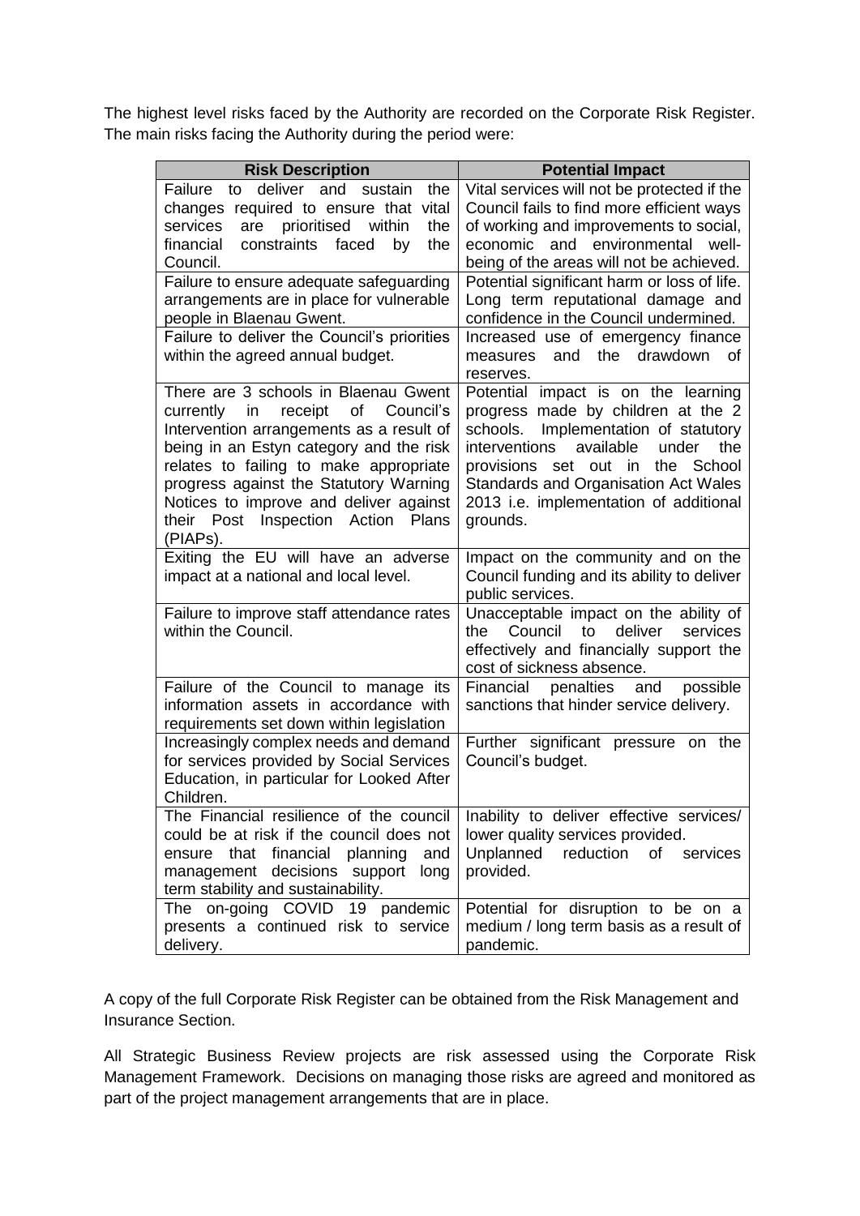The highest level risks faced by the Authority are recorded on the Corporate Risk Register. The main risks facing the Authority during the period were:

| Risk Description | Potential Impact |
| --- | --- |
| Failure to deliver and sustain the changes required to ensure that vital services are prioritised within the financial constraints faced by the Council. | Vital services will not be protected if the Council fails to find more efficient ways of working and improvements to social, economic and environmental well-being of the areas will not be achieved. |
| Failure to ensure adequate safeguarding arrangements are in place for vulnerable people in Blaenau Gwent. | Potential significant harm or loss of life. Long term reputational damage and confidence in the Council undermined. |
| Failure to deliver the Council's priorities within the agreed annual budget. | Increased use of emergency finance measures and the drawdown of reserves. |
| There are 3 schools in Blaenau Gwent currently in receipt of Council's Intervention arrangements as a result of being in an Estyn category and the risk relates to failing to make appropriate progress against the Statutory Warning Notices to improve and deliver against their Post Inspection Action Plans (PIAPs). | Potential impact is on the learning progress made by children at the 2 schools. Implementation of statutory interventions available under the provisions set out in the School Standards and Organisation Act Wales 2013 i.e. implementation of additional grounds. |
| Exiting the EU will have an adverse impact at a national and local level. | Impact on the community and on the Council funding and its ability to deliver public services. |
| Failure to improve staff attendance rates within the Council. | Unacceptable impact on the ability of the Council to deliver services effectively and financially support the cost of sickness absence. |
| Failure of the Council to manage its information assets in accordance with requirements set down within legislation | Financial penalties and possible sanctions that hinder service delivery. |
| Increasingly complex needs and demand for services provided by Social Services Education, in particular for Looked After Children. | Further significant pressure on the Council's budget. |
| The Financial resilience of the council could be at risk if the council does not ensure that financial planning and management decisions support long term stability and sustainability. | Inability to deliver effective services/ lower quality services provided. Unplanned reduction of services provided. |
| The on-going COVID 19 pandemic presents a continued risk to service delivery. | Potential for disruption to be on a medium / long term basis as a result of pandemic. |

A copy of the full Corporate Risk Register can be obtained from the Risk Management and Insurance Section.

All Strategic Business Review projects are risk assessed using the Corporate Risk Management Framework. Decisions on managing those risks are agreed and monitored as part of the project management arrangements that are in place.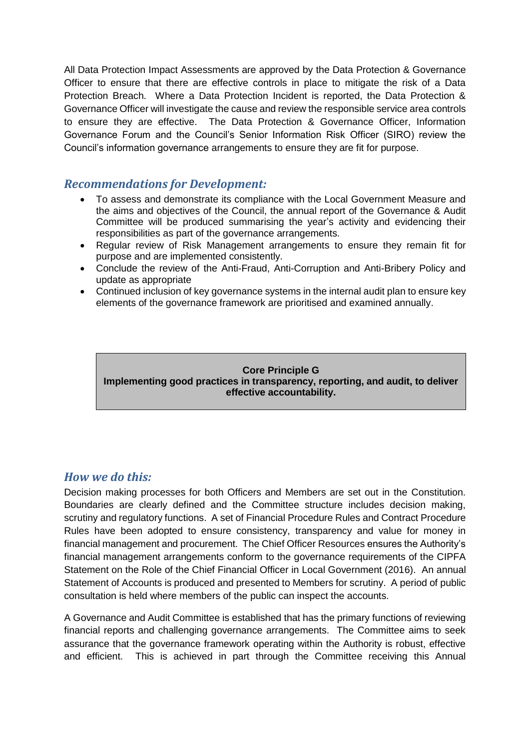All Data Protection Impact Assessments are approved by the Data Protection & Governance Officer to ensure that there are effective controls in place to mitigate the risk of a Data Protection Breach. Where a Data Protection Incident is reported, the Data Protection & Governance Officer will investigate the cause and review the responsible service area controls to ensure they are effective. The Data Protection & Governance Officer, Information Governance Forum and the Council's Senior Information Risk Officer (SIRO) review the Council's information governance arrangements to ensure they are fit for purpose.

## *Recommendations for Development:*

- To assess and demonstrate its compliance with the Local Government Measure and the aims and objectives of the Council, the annual report of the Governance & Audit Committee will be produced summarising the year's activity and evidencing their responsibilities as part of the governance arrangements.
- Regular review of Risk Management arrangements to ensure they remain fit for purpose and are implemented consistently.
- Conclude the review of the Anti-Fraud, Anti-Corruption and Anti-Bribery Policy and update as appropriate
- Continued inclusion of key governance systems in the internal audit plan to ensure key elements of the governance framework are prioritised and examined annually.

**Core Principle G**
**Implementing good practices in transparency, reporting, and audit, to deliver effective accountability.**

## *How we do this:*

Decision making processes for both Officers and Members are set out in the Constitution. Boundaries are clearly defined and the Committee structure includes decision making, scrutiny and regulatory functions. A set of Financial Procedure Rules and Contract Procedure Rules have been adopted to ensure consistency, transparency and value for money in financial management and procurement. The Chief Officer Resources ensures the Authority's financial management arrangements conform to the governance requirements of the CIPFA Statement on the Role of the Chief Financial Officer in Local Government (2016). An annual Statement of Accounts is produced and presented to Members for scrutiny. A period of public consultation is held where members of the public can inspect the accounts.

A Governance and Audit Committee is established that has the primary functions of reviewing financial reports and challenging governance arrangements. The Committee aims to seek assurance that the governance framework operating within the Authority is robust, effective and efficient. This is achieved in part through the Committee receiving this Annual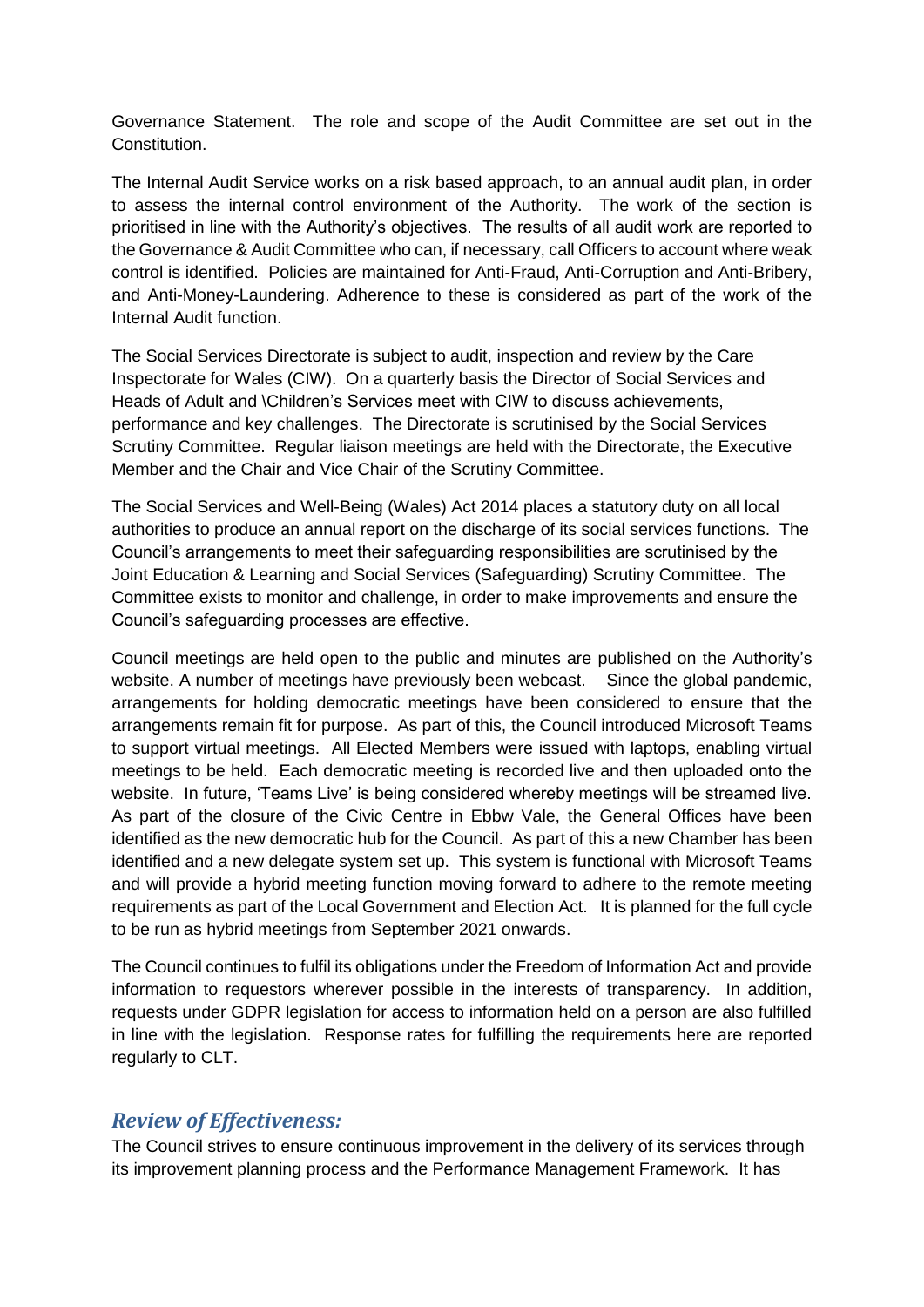Governance Statement. The role and scope of the Audit Committee are set out in the Constitution.

The Internal Audit Service works on a risk based approach, to an annual audit plan, in order to assess the internal control environment of the Authority. The work of the section is prioritised in line with the Authority's objectives. The results of all audit work are reported to the Governance & Audit Committee who can, if necessary, call Officers to account where weak control is identified. Policies are maintained for Anti-Fraud, Anti-Corruption and Anti-Bribery, and Anti-Money-Laundering. Adherence to these is considered as part of the work of the Internal Audit function.

The Social Services Directorate is subject to audit, inspection and review by the Care Inspectorate for Wales (CIW). On a quarterly basis the Director of Social Services and Heads of Adult and \Children's Services meet with CIW to discuss achievements, performance and key challenges. The Directorate is scrutinised by the Social Services Scrutiny Committee. Regular liaison meetings are held with the Directorate, the Executive Member and the Chair and Vice Chair of the Scrutiny Committee.

The Social Services and Well-Being (Wales) Act 2014 places a statutory duty on all local authorities to produce an annual report on the discharge of its social services functions. The Council's arrangements to meet their safeguarding responsibilities are scrutinised by the Joint Education & Learning and Social Services (Safeguarding) Scrutiny Committee. The Committee exists to monitor and challenge, in order to make improvements and ensure the Council's safeguarding processes are effective.

Council meetings are held open to the public and minutes are published on the Authority's website. A number of meetings have previously been webcast. Since the global pandemic, arrangements for holding democratic meetings have been considered to ensure that the arrangements remain fit for purpose. As part of this, the Council introduced Microsoft Teams to support virtual meetings. All Elected Members were issued with laptops, enabling virtual meetings to be held. Each democratic meeting is recorded live and then uploaded onto the website. In future, 'Teams Live' is being considered whereby meetings will be streamed live. As part of the closure of the Civic Centre in Ebbw Vale, the General Offices have been identified as the new democratic hub for the Council. As part of this a new Chamber has been identified and a new delegate system set up. This system is functional with Microsoft Teams and will provide a hybrid meeting function moving forward to adhere to the remote meeting requirements as part of the Local Government and Election Act. It is planned for the full cycle to be run as hybrid meetings from September 2021 onwards.

The Council continues to fulfil its obligations under the Freedom of Information Act and provide information to requestors wherever possible in the interests of transparency. In addition, requests under GDPR legislation for access to information held on a person are also fulfilled in line with the legislation. Response rates for fulfilling the requirements here are reported regularly to CLT.

## *Review of Effectiveness:*

The Council strives to ensure continuous improvement in the delivery of its services through its improvement planning process and the Performance Management Framework. It has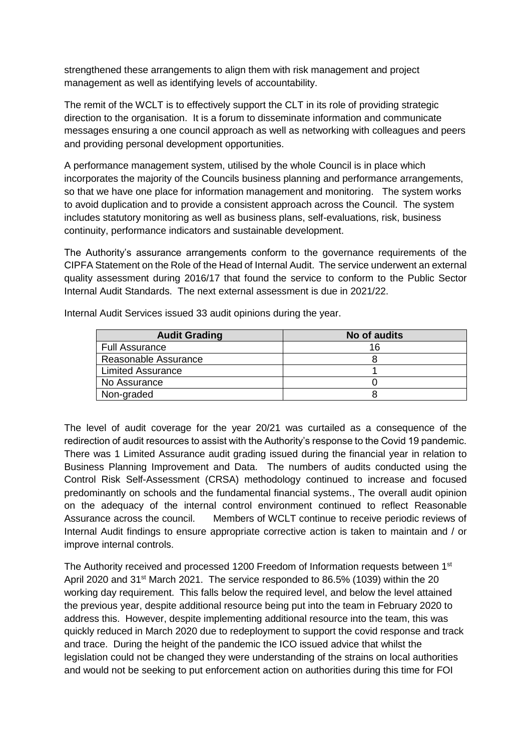strengthened these arrangements to align them with risk management and project management as well as identifying levels of accountability.

The remit of the WCLT is to effectively support the CLT in its role of providing strategic direction to the organisation. It is a forum to disseminate information and communicate messages ensuring a one council approach as well as networking with colleagues and peers and providing personal development opportunities.

A performance management system, utilised by the whole Council is in place which incorporates the majority of the Councils business planning and performance arrangements, so that we have one place for information management and monitoring. The system works to avoid duplication and to provide a consistent approach across the Council. The system includes statutory monitoring as well as business plans, self-evaluations, risk, business continuity, performance indicators and sustainable development.

The Authority's assurance arrangements conform to the governance requirements of the CIPFA Statement on the Role of the Head of Internal Audit. The service underwent an external quality assessment during 2016/17 that found the service to conform to the Public Sector Internal Audit Standards. The next external assessment is due in 2021/22.

Internal Audit Services issued 33 audit opinions during the year.

| Audit Grading | No of audits |
|---|---|
| Full Assurance | 16 |
| Reasonable Assurance | 8 |
| Limited Assurance | 1 |
| No Assurance | 0 |
| Non-graded | 8 |

The level of audit coverage for the year 20/21 was curtailed as a consequence of the redirection of audit resources to assist with the Authority's response to the Covid 19 pandemic. There was 1 Limited Assurance audit grading issued during the financial year in relation to Business Planning Improvement and Data. The numbers of audits conducted using the Control Risk Self-Assessment (CRSA) methodology continued to increase and focused predominantly on schools and the fundamental financial systems., The overall audit opinion on the adequacy of the internal control environment continued to reflect Reasonable Assurance across the council. Members of WCLT continue to receive periodic reviews of Internal Audit findings to ensure appropriate corrective action is taken to maintain and / or improve internal controls.

The Authority received and processed 1200 Freedom of Information requests between 1st April 2020 and 31st March 2021. The service responded to 86.5% (1039) within the 20 working day requirement. This falls below the required level, and below the level attained the previous year, despite additional resource being put into the team in February 2020 to address this. However, despite implementing additional resource into the team, this was quickly reduced in March 2020 due to redeployment to support the covid response and track and trace. During the height of the pandemic the ICO issued advice that whilst the legislation could not be changed they were understanding of the strains on local authorities and would not be seeking to put enforcement action on authorities during this time for FOI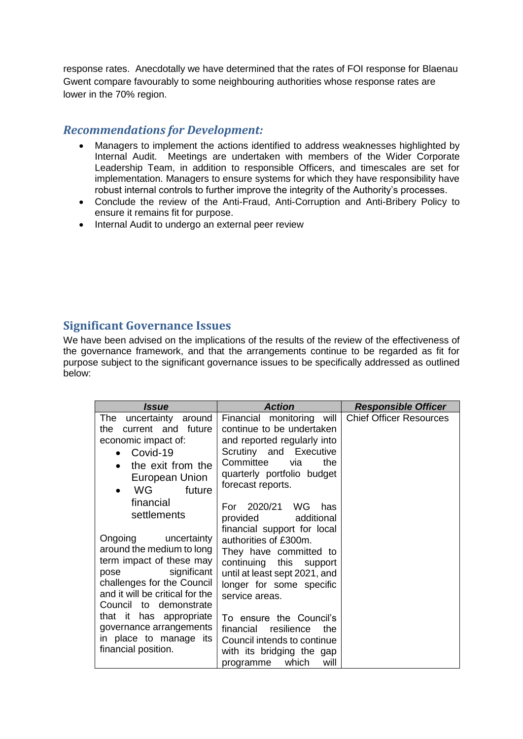response rates. Anecdotally we have determined that the rates of FOI response for Blaenau Gwent compare favourably to some neighbouring authorities whose response rates are lower in the 70% region.

### *Recommendations for Development:*

- Managers to implement the actions identified to address weaknesses highlighted by Internal Audit. Meetings are undertaken with members of the Wider Corporate Leadership Team, in addition to responsible Officers, and timescales are set for implementation. Managers to ensure systems for which they have responsibility have robust internal controls to further improve the integrity of the Authority's processes.
- Conclude the review of the Anti-Fraud, Anti-Corruption and Anti-Bribery Policy to ensure it remains fit for purpose.
- Internal Audit to undergo an external peer review

## Significant Governance Issues

We have been advised on the implications of the results of the review of the effectiveness of the governance framework, and that the arrangements continue to be regarded as fit for purpose subject to the significant governance issues to be specifically addressed as outlined below:

| ***Issue*** | ***Action*** | ***Responsible Officer*** |
|---|---|---|
| The uncertainty around the current and future economic impact of:<br>• Covid-19<br>• the exit from the European Union<br>• WG future financial settlements<br><br>Ongoing uncertainty around the medium to long term impact of these may pose significant challenges for the Council and it will be critical for the Council to demonstrate that it has appropriate governance arrangements in place to manage its financial position. | Financial monitoring will continue to be undertaken and reported regularly into Scrutiny and Executive Committee via the quarterly portfolio budget forecast reports.<br><br>For 2020/21 WG has provided additional financial support for local authorities of £300m. They have committed to continuing this support until at least sept 2021, and longer for some specific service areas.<br><br>To ensure the Council's financial resilience the Council intends to continue with its bridging the gap programme which will | Chief Officer Resources |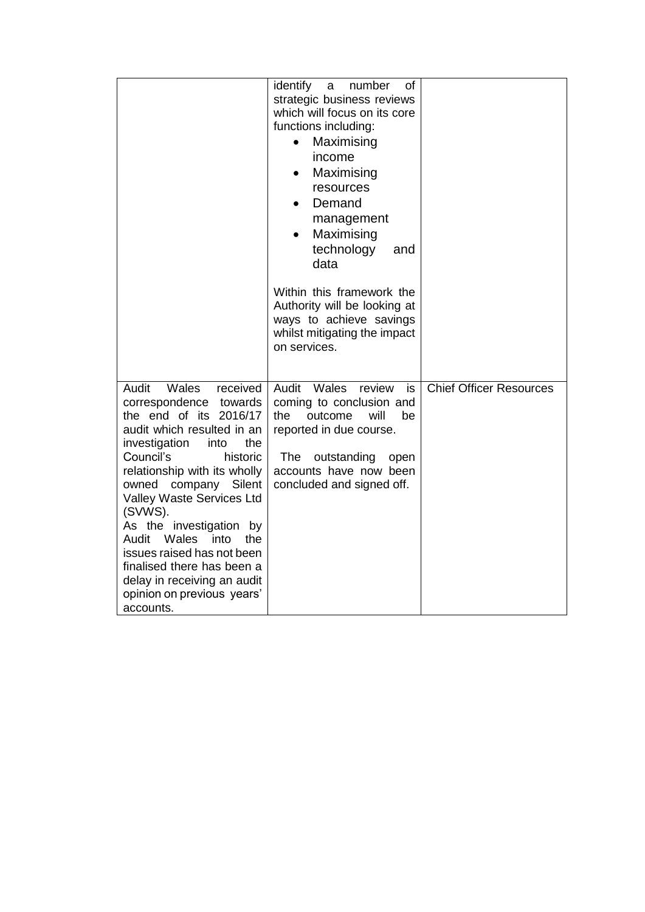| | | |
|---|---|---|
| | identify a number of strategic business reviews which will focus on its core functions including:<br>• Maximising income<br>• Maximising resources<br>• Demand management<br>• Maximising technology and data<br><br>Within this framework the Authority will be looking at ways to achieve savings whilst mitigating the impact on services. | |
| Audit Wales received correspondence towards the end of its 2016/17 audit which resulted in an investigation into the Council's historic relationship with its wholly owned company Silent Valley Waste Services Ltd (SVWS).<br>As the investigation by Audit Wales into the issues raised has not been finalised there has been a delay in receiving an audit opinion on previous years' accounts. | Audit Wales review is coming to conclusion and the outcome will be reported in due course.<br><br>The outstanding open accounts have now been concluded and signed off. | Chief Officer Resources |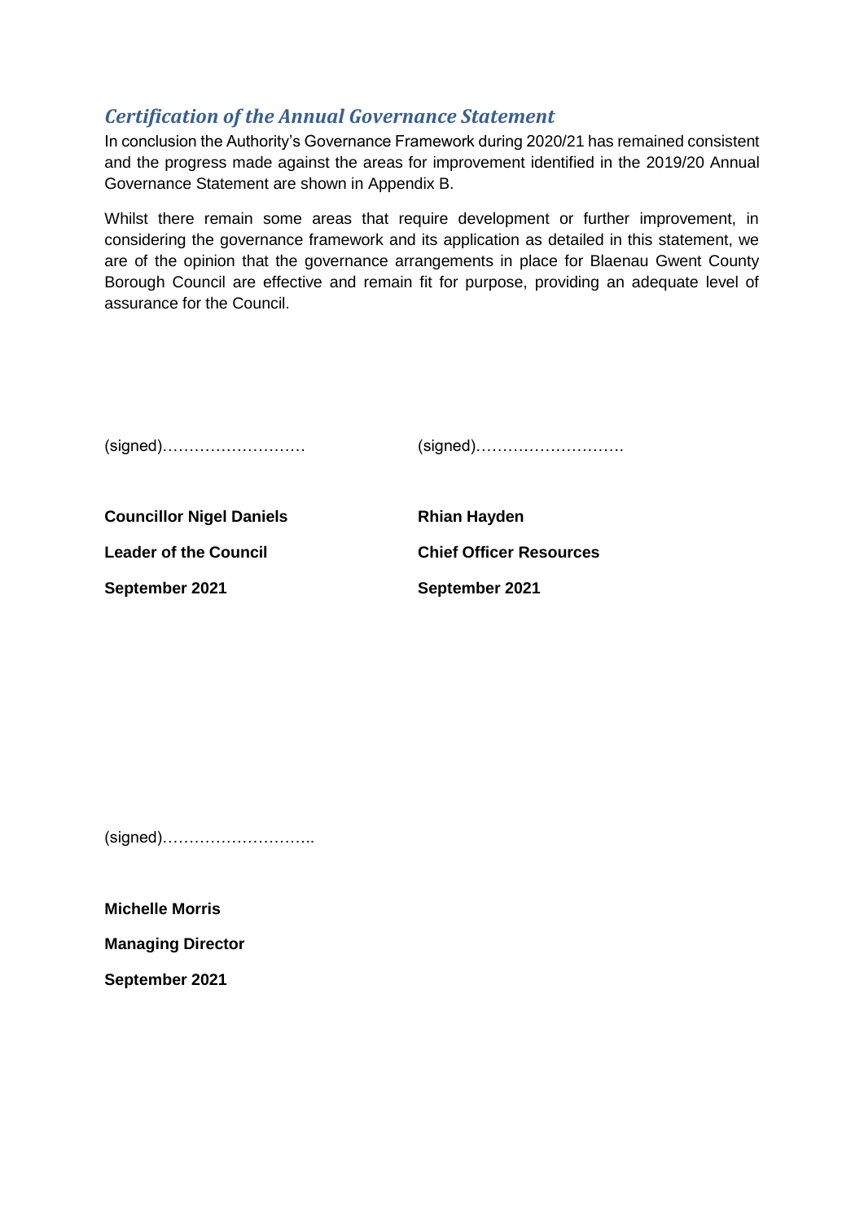## *Certification of the Annual Governance Statement*

In conclusion the Authority's Governance Framework during 2020/21 has remained consistent and the progress made against the areas for improvement identified in the 2019/20 Annual Governance Statement are shown in Appendix B.

Whilst there remain some areas that require development or further improvement, in considering the governance framework and its application as detailed in this statement, we are of the opinion that the governance arrangements in place for Blaenau Gwent County Borough Council are effective and remain fit for purpose, providing an adequate level of assurance for the Council.

(signed)……………………… 

**Councillor Nigel Daniels**

**Leader of the Council**

**September 2021**

(signed)………………………

**Rhian Hayden**

**Chief Officer Resources**

**September 2021**

(signed)………………………..

**Michelle Morris**

**Managing Director**

**September 2021**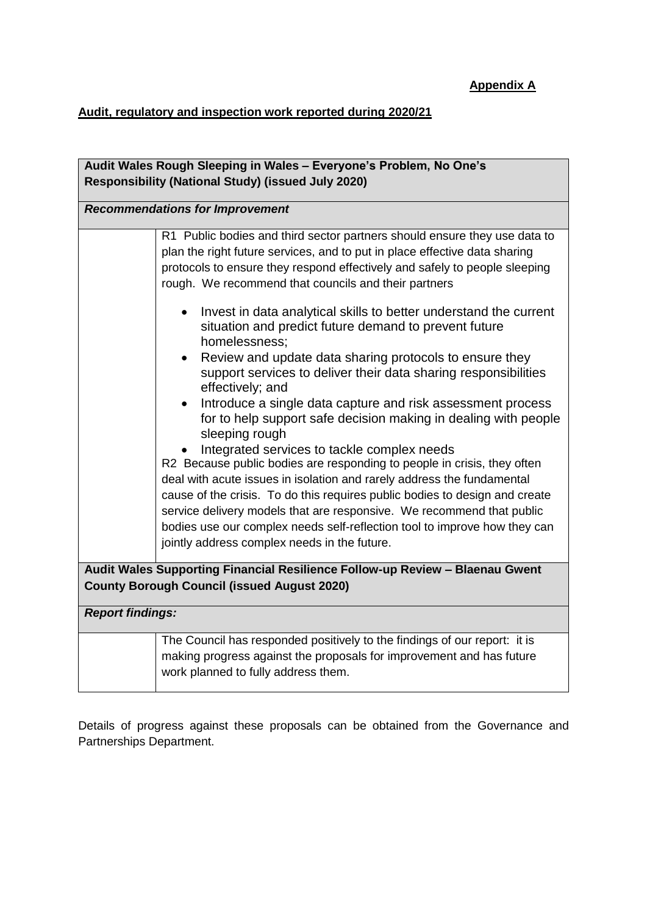**Appendix A**

**Audit, regulatory and inspection work reported during 2020/21**

| **Audit Wales Rough Sleeping in Wales – Everyone's Problem, No One's Responsibility (National Study) (issued July 2020)** | |
|---|---|
| ***Recommendations for Improvement*** | |
| | R1 Public bodies and third sector partners should ensure they use data to plan the right future services, and to put in place effective data sharing protocols to ensure they respond effectively and safely to people sleeping rough. We recommend that councils and their partners<br>• Invest in data analytical skills to better understand the current situation and predict future demand to prevent future homelessness;<br>• Review and update data sharing protocols to ensure they support services to deliver their data sharing responsibilities effectively; and<br>• Introduce a single data capture and risk assessment process for to help support safe decision making in dealing with people sleeping rough<br>• Integrated services to tackle complex needs<br>R2 Because public bodies are responding to people in crisis, they often deal with acute issues in isolation and rarely address the fundamental cause of the crisis. To do this requires public bodies to design and create service delivery models that are responsive. We recommend that public bodies use our complex needs self-reflection tool to improve how they can jointly address complex needs in the future. |
| **Audit Wales Supporting Financial Resilience Follow-up Review – Blaenau Gwent County Borough Council (issued August 2020)** | |
| ***Report findings:*** | |
| | The Council has responded positively to the findings of our report: it is making progress against the proposals for improvement and has future work planned to fully address them. |

Details of progress against these proposals can be obtained from the Governance and Partnerships Department.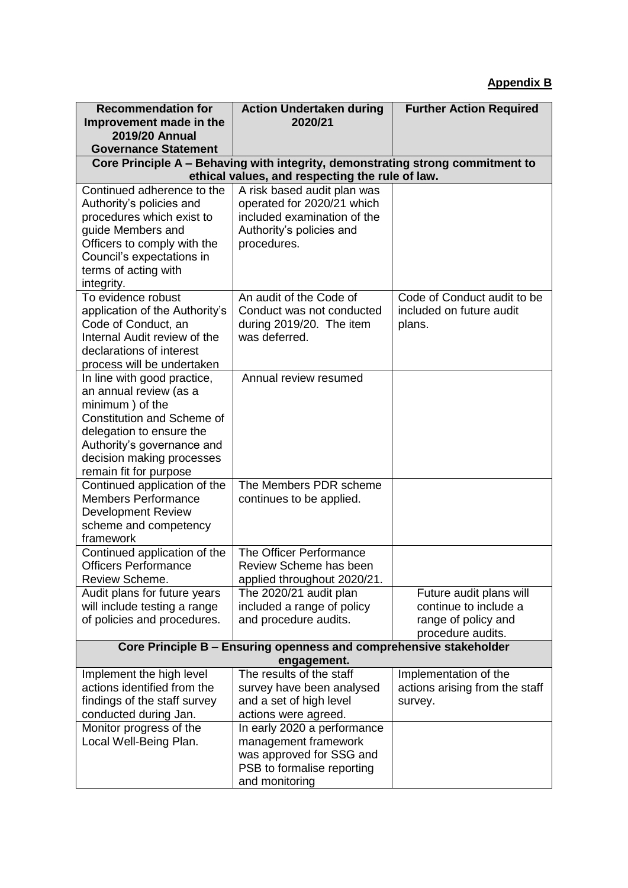**Appendix B**

| Recommendation for Improvement made in the 2019/20 Annual Governance Statement | Action Undertaken during 2020/21 | Further Action Required |
|---|---|---|
| **Core Principle A – Behaving with integrity, demonstrating strong commitment to ethical values, and respecting the rule of law.** | | |
| Continued adherence to the Authority's policies and procedures which exist to guide Members and Officers to comply with the Council's expectations in terms of acting with integrity. | A risk based audit plan was operated for 2020/21 which included examination of the Authority's policies and procedures. | |
| To evidence robust application of the Authority's Code of Conduct, an Internal Audit review of the declarations of interest process will be undertaken | An audit of the Code of Conduct was not conducted during 2019/20. The item was deferred. | Code of Conduct audit to be included on future audit plans. |
| In line with good practice, an annual review (as a minimum ) of the Constitution and Scheme of delegation to ensure the Authority's governance and decision making processes remain fit for purpose | Annual review resumed | |
| Continued application of the Members Performance Development Review scheme and competency framework | The Members PDR scheme continues to be applied. | |
| Continued application of the Officers Performance Review Scheme. | The Officer Performance Review Scheme has been applied throughout 2020/21. | |
| Audit plans for future years will include testing a range of policies and procedures. | The 2020/21 audit plan included a range of policy and procedure audits. | Future audit plans will continue to include a range of policy and procedure audits. |
| **Core Principle B – Ensuring openness and comprehensive stakeholder engagement.** | | |
| Implement the high level actions identified from the findings of the staff survey conducted during Jan. | The results of the staff survey have been analysed and a set of high level actions were agreed. | Implementation of the actions arising from the staff survey. |
| Monitor progress of the Local Well-Being Plan. | In early 2020 a performance management framework was approved for SSG and PSB to formalise reporting and monitoring | |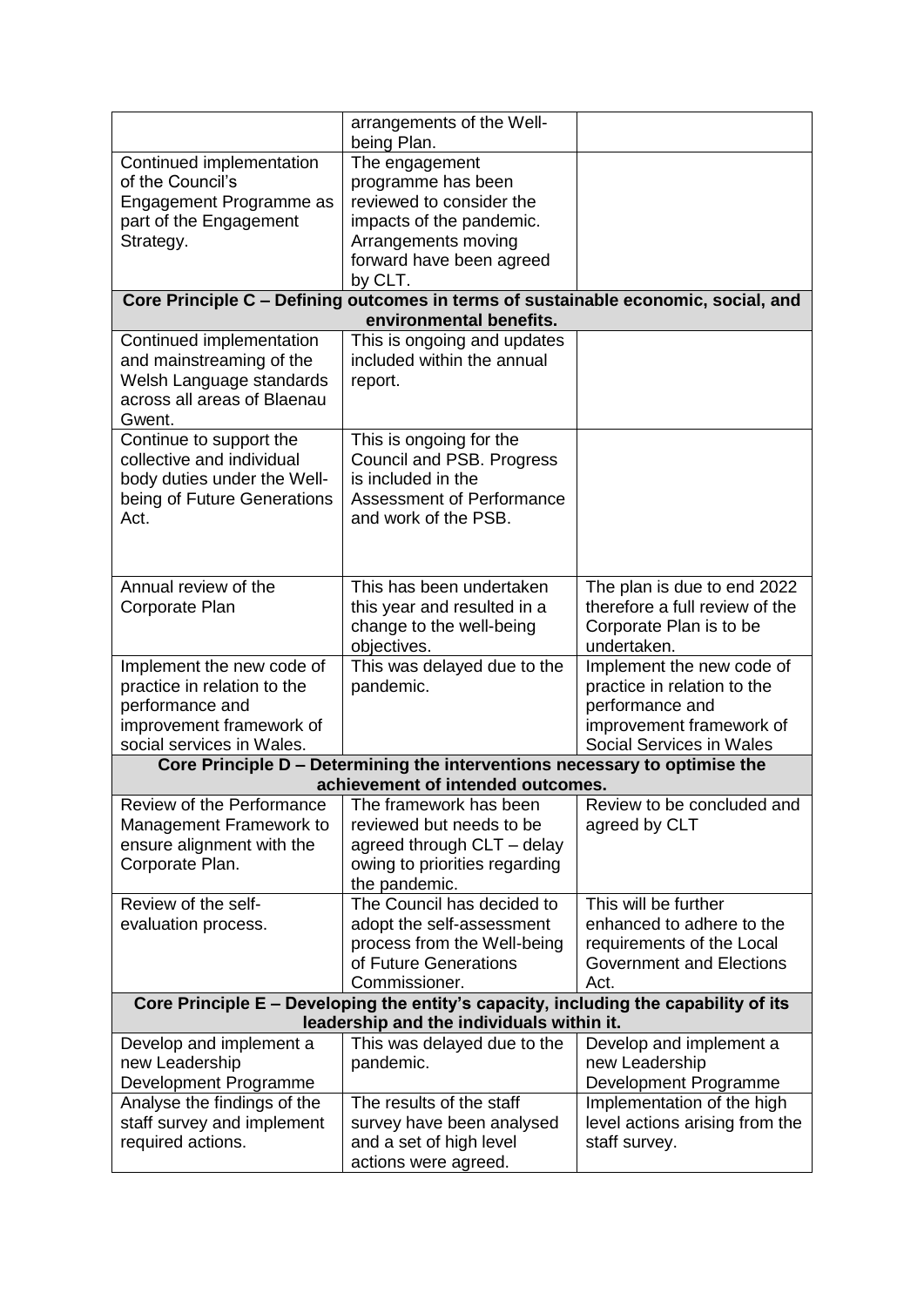| | | |
|---|---|---|
| | arrangements of the Well-being Plan. | |
| Continued implementation of the Council's Engagement Programme as part of the Engagement Strategy. | The engagement programme has been reviewed to consider the impacts of the pandemic. Arrangements moving forward have been agreed by CLT. | |
| **Core Principle C – Defining outcomes in terms of sustainable economic, social, and environmental benefits.** | | |
| Continued implementation and mainstreaming of the Welsh Language standards across all areas of Blaenau Gwent. | This is ongoing and updates included within the annual report. | |
| Continue to support the collective and individual body duties under the Well-being of Future Generations Act. | This is ongoing for the Council and PSB. Progress is included in the Assessment of Performance and work of the PSB. | |
| Annual review of the Corporate Plan | This has been undertaken this year and resulted in a change to the well-being objectives. | The plan is due to end 2022 therefore a full review of the Corporate Plan is to be undertaken. |
| Implement the new code of practice in relation to the performance and improvement framework of social services in Wales. | This was delayed due to the pandemic. | Implement the new code of practice in relation to the performance and improvement framework of Social Services in Wales |
| **Core Principle D – Determining the interventions necessary to optimise the achievement of intended outcomes.** | | |
| Review of the Performance Management Framework to ensure alignment with the Corporate Plan. | The framework has been reviewed but needs to be agreed through CLT – delay owing to priorities regarding the pandemic. | Review to be concluded and agreed by CLT |
| Review of the self-evaluation process. | The Council has decided to adopt the self-assessment process from the Well-being of Future Generations Commissioner. | This will be further enhanced to adhere to the requirements of the Local Government and Elections Act. |
| **Core Principle E – Developing the entity's capacity, including the capability of its leadership and the individuals within it.** | | |
| Develop and implement a new Leadership Development Programme | This was delayed due to the pandemic. | Develop and implement a new Leadership Development Programme |
| Analyse the findings of the staff survey and implement required actions. | The results of the staff survey have been analysed and a set of high level actions were agreed. | Implementation of the high level actions arising from the staff survey. |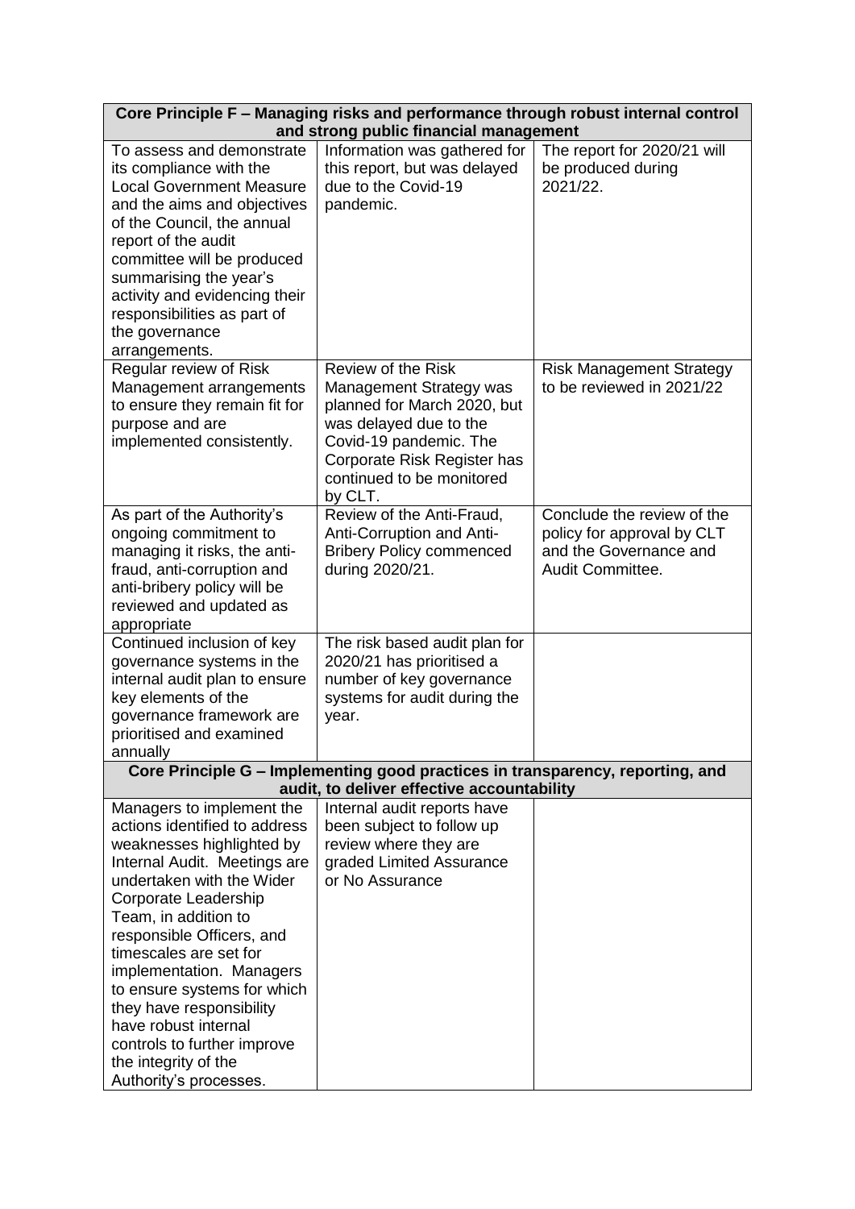| Core Principle F – Managing risks and performance through robust internal control and strong public financial management | | |
|---|---|---|
| To assess and demonstrate its compliance with the Local Government Measure and the aims and objectives of the Council, the annual report of the audit committee will be produced summarising the year's activity and evidencing their responsibilities as part of the governance arrangements. | Information was gathered for this report, but was delayed due to the Covid-19 pandemic. | The report for 2020/21 will be produced during 2021/22. |
| Regular review of Risk Management arrangements to ensure they remain fit for purpose and are implemented consistently. | Review of the Risk Management Strategy was planned for March 2020, but was delayed due to the Covid-19 pandemic. The Corporate Risk Register has continued to be monitored by CLT. | Risk Management Strategy to be reviewed in 2021/22 |
| As part of the Authority's ongoing commitment to managing it risks, the anti-fraud, anti-corruption and anti-bribery policy will be reviewed and updated as appropriate | Review of the Anti-Fraud, Anti-Corruption and Anti-Bribery Policy commenced during 2020/21. | Conclude the review of the policy for approval by CLT and the Governance and Audit Committee. |
| Continued inclusion of key governance systems in the internal audit plan to ensure key elements of the governance framework are prioritised and examined annually | The risk based audit plan for 2020/21 has prioritised a number of key governance systems for audit during the year. | |
| **Core Principle G – Implementing good practices in transparency, reporting, and audit, to deliver effective accountability** | | |
| Managers to implement the actions identified to address weaknesses highlighted by Internal Audit. Meetings are undertaken with the Wider Corporate Leadership Team, in addition to responsible Officers, and timescales are set for implementation. Managers to ensure systems for which they have responsibility have robust internal controls to further improve the integrity of the Authority's processes. | Internal audit reports have been subject to follow up review where they are graded Limited Assurance or No Assurance | |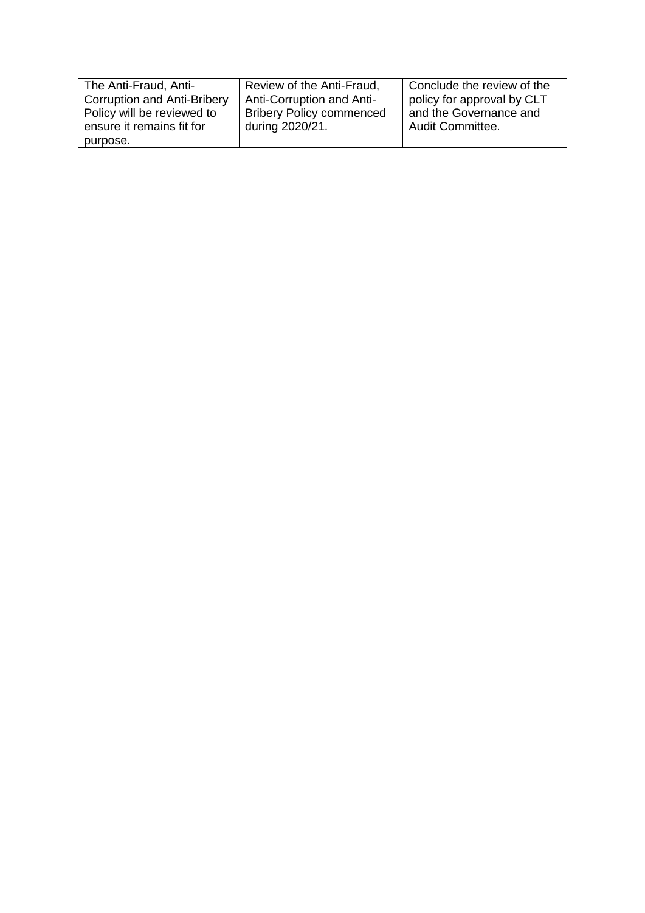| | | |
|---|---|---|
| The Anti-Fraud, Anti-Corruption and Anti-Bribery Policy will be reviewed to ensure it remains fit for purpose. | Review of the Anti-Fraud, Anti-Corruption and Anti-Bribery Policy commenced during 2020/21. | Conclude the review of the policy for approval by CLT and the Governance and Audit Committee. |